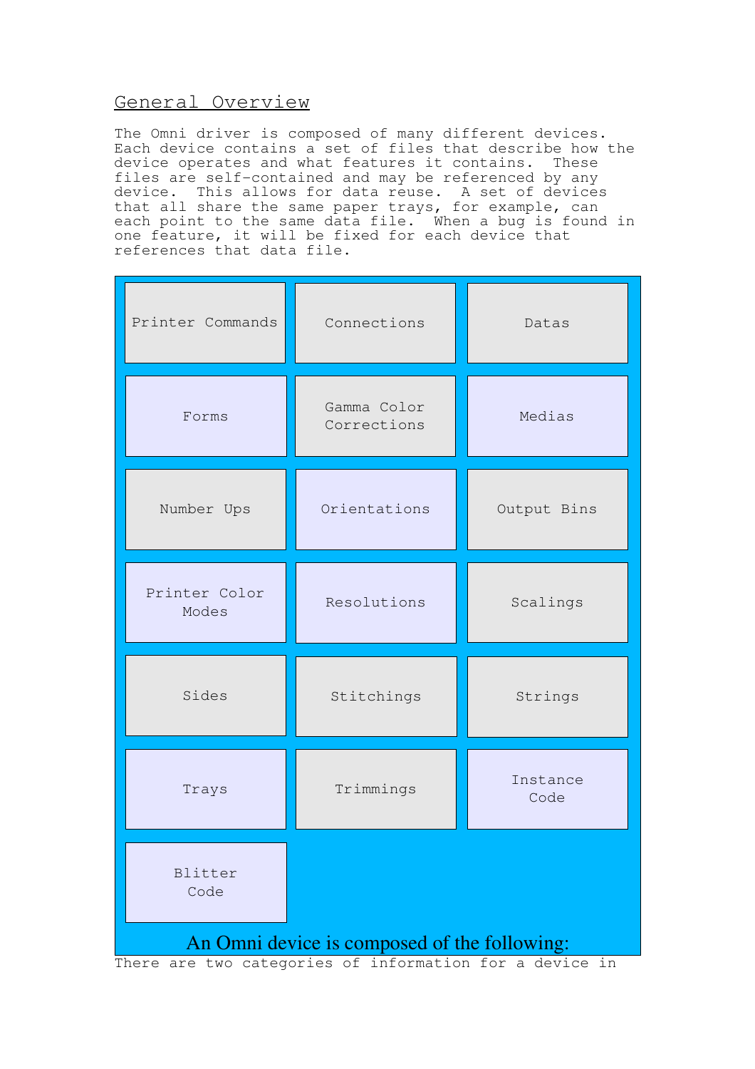## General Overview

The Omni driver is composed of many different devices. Each device contains a set of files that describe how the device operates and what features it contains. These files are self-contained and may be referenced by any device. This allows for data reuse. A set of devices that all share the same paper trays, for example, can each point to the same data file. When a bug is found in one feature, it will be fixed for each device that references that data file.

| | | |
|---|---|---|
| Printer Commands | Connections | Datas |
| Forms | Gamma Color Corrections | Medias |
| Number Ups | Orientations | Output Bins |
| Printer Color Modes | Resolutions | Scalings |
| Sides | Stitchings | Strings |
| Trays | Trimmings | Instance Code |
| Blitter Code | | |

An Omni device is composed of the following:

There are two categories of information for a device in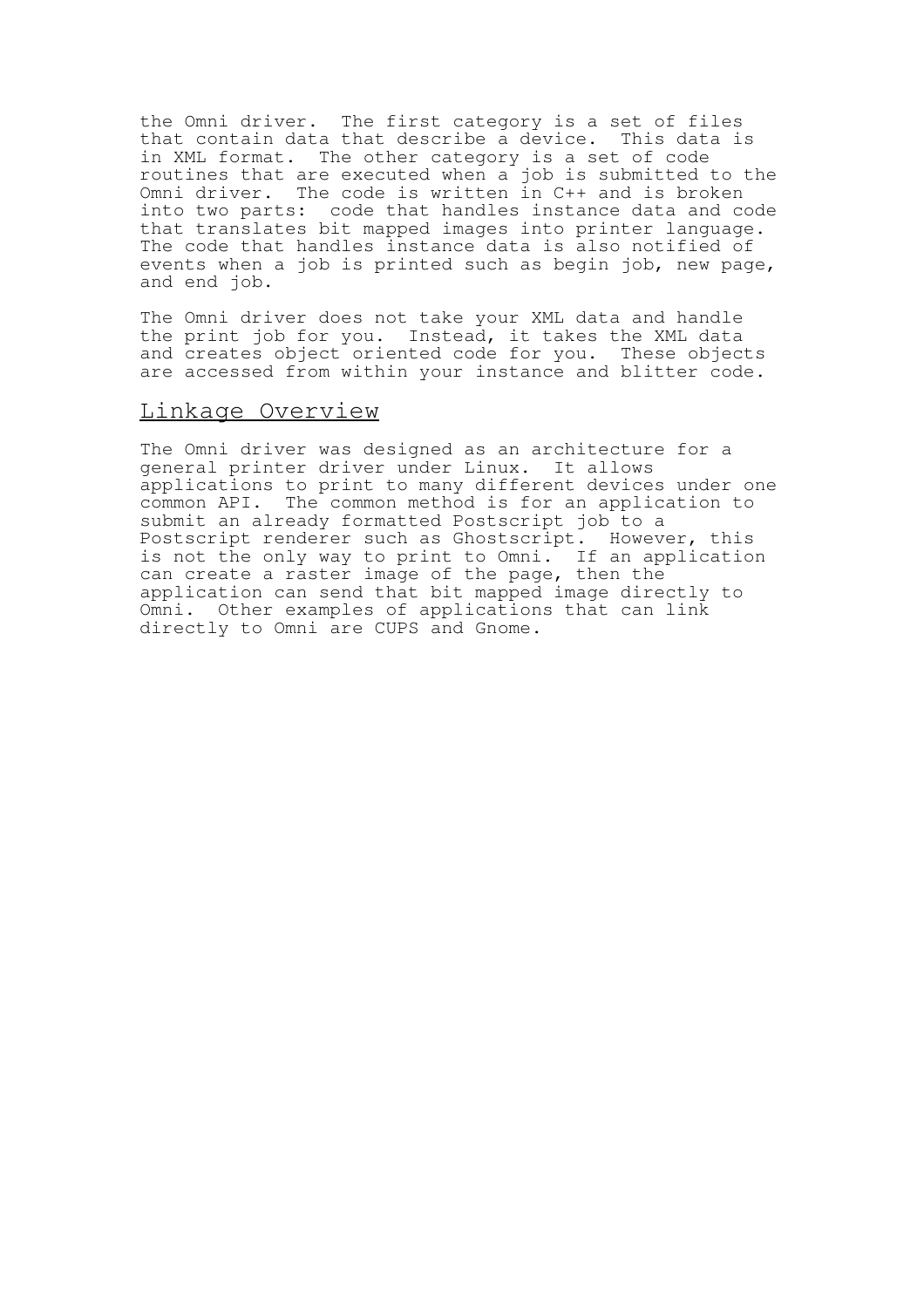the Omni driver. The first category is a set of files that contain data that describe a device. This data is in XML format. The other category is a set of code routines that are executed when a job is submitted to the Omni driver. The code is written in C++ and is broken into two parts: code that handles instance data and code that translates bit mapped images into printer language. The code that handles instance data is also notified of events when a job is printed such as begin job, new page, and end job.

The Omni driver does not take your XML data and handle the print job for you. Instead, it takes the XML data and creates object oriented code for you. These objects are accessed from within your instance and blitter code.

## Linkage Overview

The Omni driver was designed as an architecture for a general printer driver under Linux. It allows applications to print to many different devices under one common API. The common method is for an application to submit an already formatted Postscript job to a Postscript renderer such as Ghostscript. However, this is not the only way to print to Omni. If an application can create a raster image of the page, then the application can send that bit mapped image directly to Omni. Other examples of applications that can link directly to Omni are CUPS and Gnome.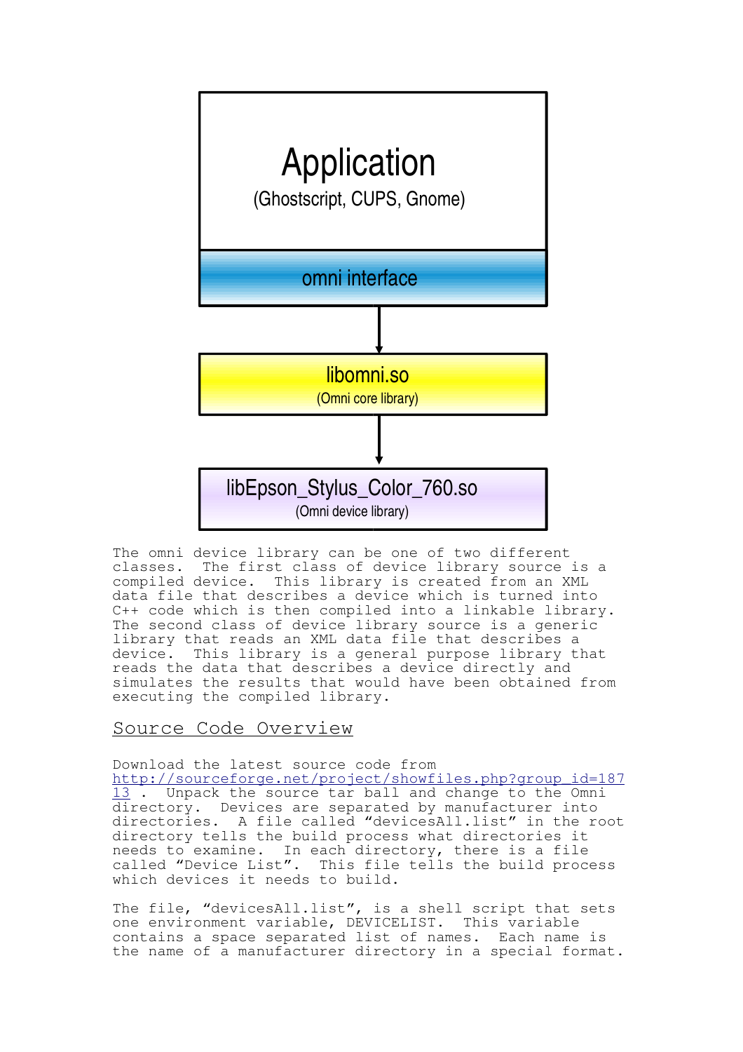Application

(Ghostscript, CUPS, Gnome)

omni interface

libomni.so

(Omni core library)

libEpson_Stylus_Color_760.so

(Omni device library)

The omni device library can be one of two different classes. The first class of device library source is a compiled device. This library is created from an XML data file that describes a device which is turned into C++ code which is then compiled into a linkable library. The second class of device library source is a generic library that reads an XML data file that describes a device. This library is a general purpose library that reads the data that describes a device directly and simulates the results that would have been obtained from executing the compiled library.

## Source Code Overview

Download the latest source code from http://sourceforge.net/project/showfiles.php?group_id=18713 . Unpack the source tar ball and change to the Omni directory. Devices are separated by manufacturer into directories. A file called "devicesAll.list" in the root directory tells the build process what directories it needs to examine. In each directory, there is a file called "Device List". This file tells the build process which devices it needs to build.

The file, "devicesAll.list", is a shell script that sets one environment variable, DEVICELIST. This variable contains a space separated list of names. Each name is the name of a manufacturer directory in a special format.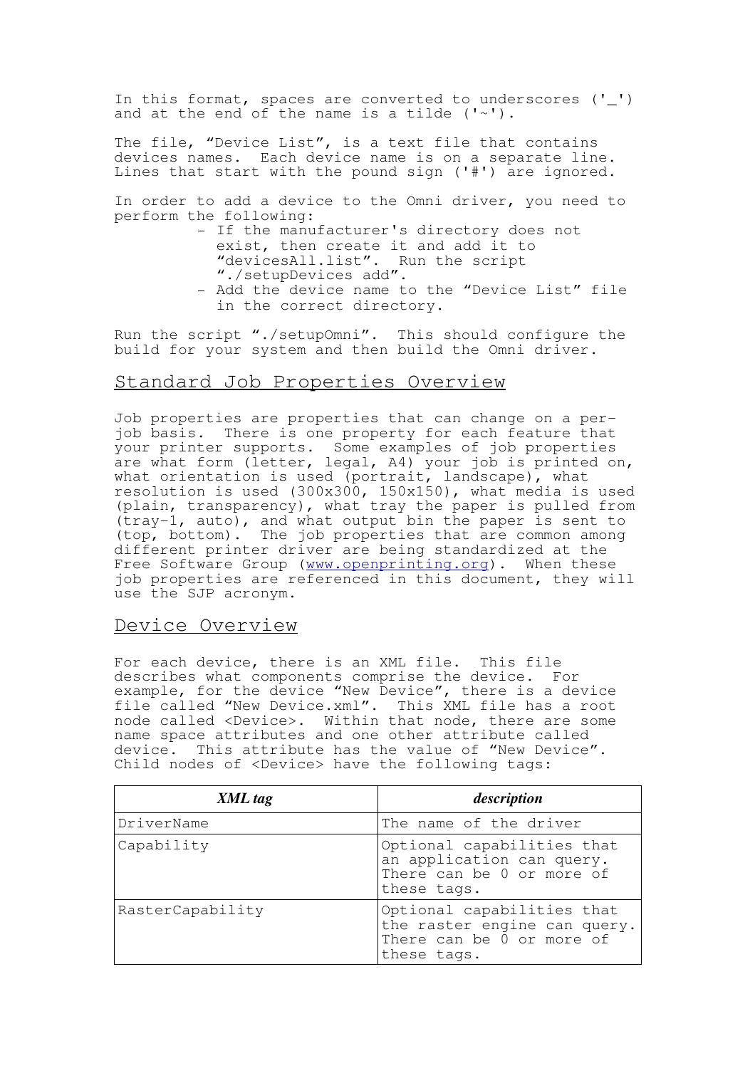In this format, spaces are converted to underscores ('_') and at the end of the name is a tilde ('~').

The file, “Device List”, is a text file that contains devices names. Each device name is on a separate line. Lines that start with the pound sign ('#') are ignored.

In order to add a device to the Omni driver, you need to perform the following:

- If the manufacturer's directory does not exist, then create it and add it to “devicesAll.list”. Run the script “./setupDevices add”.
- Add the device name to the “Device List” file in the correct directory.

Run the script “./setupOmni”. This should configure the build for your system and then build the Omni driver.

## Standard Job Properties Overview

Job properties are properties that can change on a per-job basis. There is one property for each feature that your printer supports. Some examples of job properties are what form (letter, legal, A4) your job is printed on, what orientation is used (portrait, landscape), what resolution is used (300x300, 150x150), what media is used (plain, transparency), what tray the paper is pulled from (tray-1, auto), and what output bin the paper is sent to (top, bottom). The job properties that are common among different printer driver are being standardized at the Free Software Group (www.openprinting.org). When these job properties are referenced in this document, they will use the SJP acronym.

## Device Overview

For each device, there is an XML file. This file describes what components comprise the device. For example, for the device “New Device”, there is a device file called “New Device.xml”. This XML file has a root node called <Device>. Within that node, there are some name space attributes and one other attribute called device. This attribute has the value of “New Device”. Child nodes of <Device> have the following tags:

| ***XML tag*** | ***description*** |
|---|---|
| DriverName | The name of the driver |
| Capability | Optional capabilities that an application can query. There can be 0 or more of these tags. |
| RasterCapability | Optional capabilities that the raster engine can query. There can be 0 or more of these tags. |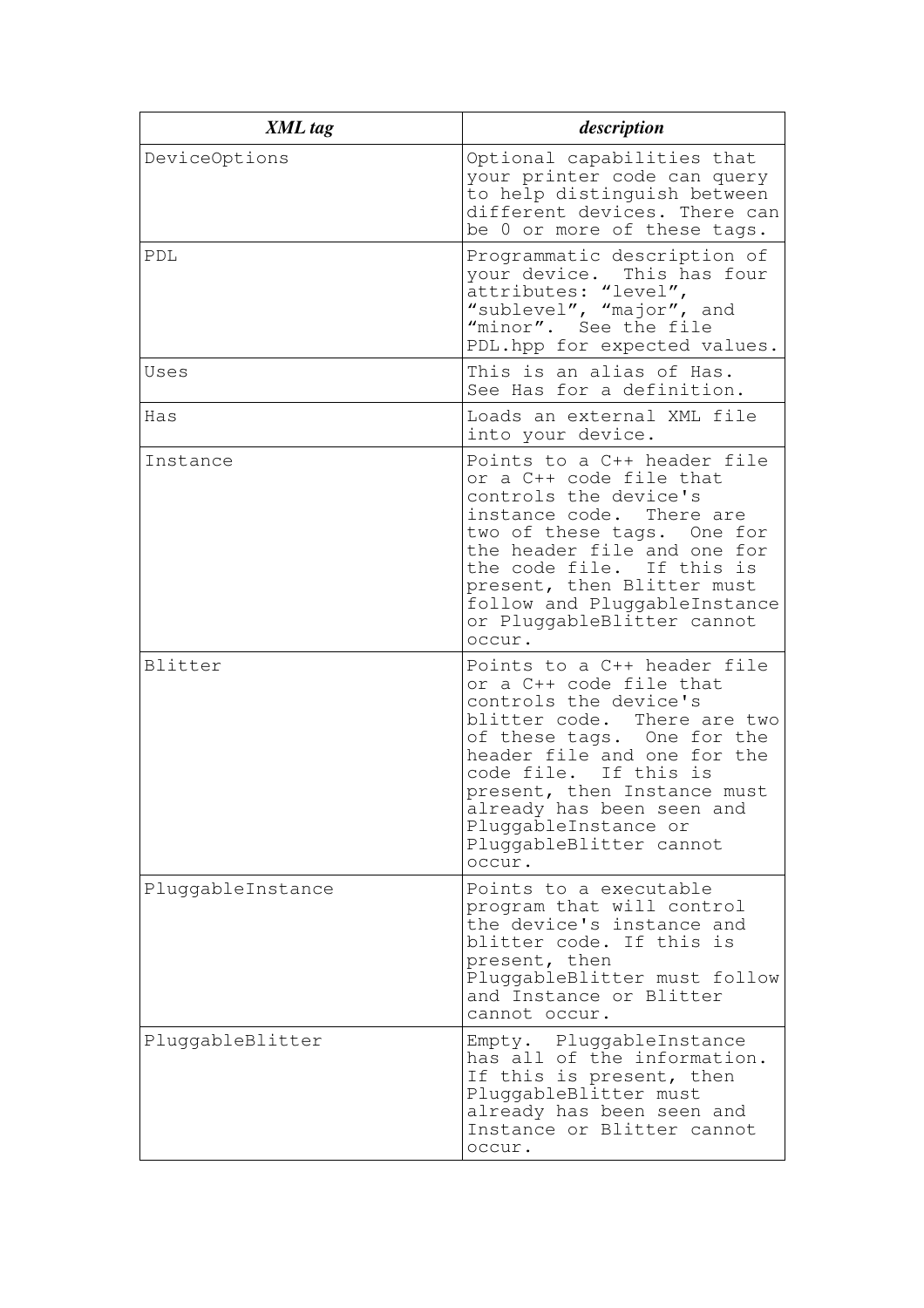| *XML tag* | *description* |
|---|---|
| DeviceOptions | Optional capabilities that your printer code can query to help distinguish between different devices. There can be 0 or more of these tags. |
| PDL | Programmatic description of your device. This has four attributes: "level", "sublevel", "major", and "minor". See the file PDL.hpp for expected values. |
| Uses | This is an alias of Has. See Has for a definition. |
| Has | Loads an external XML file into your device. |
| Instance | Points to a C++ header file or a C++ code file that controls the device's instance code. There are two of these tags. One for the header file and one for the code file. If this is present, then Blitter must follow and PluggableInstance or PluggableBlitter cannot occur. |
| Blitter | Points to a C++ header file or a C++ code file that controls the device's blitter code. There are two of these tags. One for the header file and one for the code file. If this is present, then Instance must already has been seen and PluggableInstance or PluggableBlitter cannot occur. |
| PluggableInstance | Points to a executable program that will control the device's instance and blitter code. If this is present, then PluggableBlitter must follow and Instance or Blitter cannot occur. |
| PluggableBlitter | Empty. PluggableInstance has all of the information. If this is present, then PluggableBlitter must already has been seen and Instance or Blitter cannot occur. |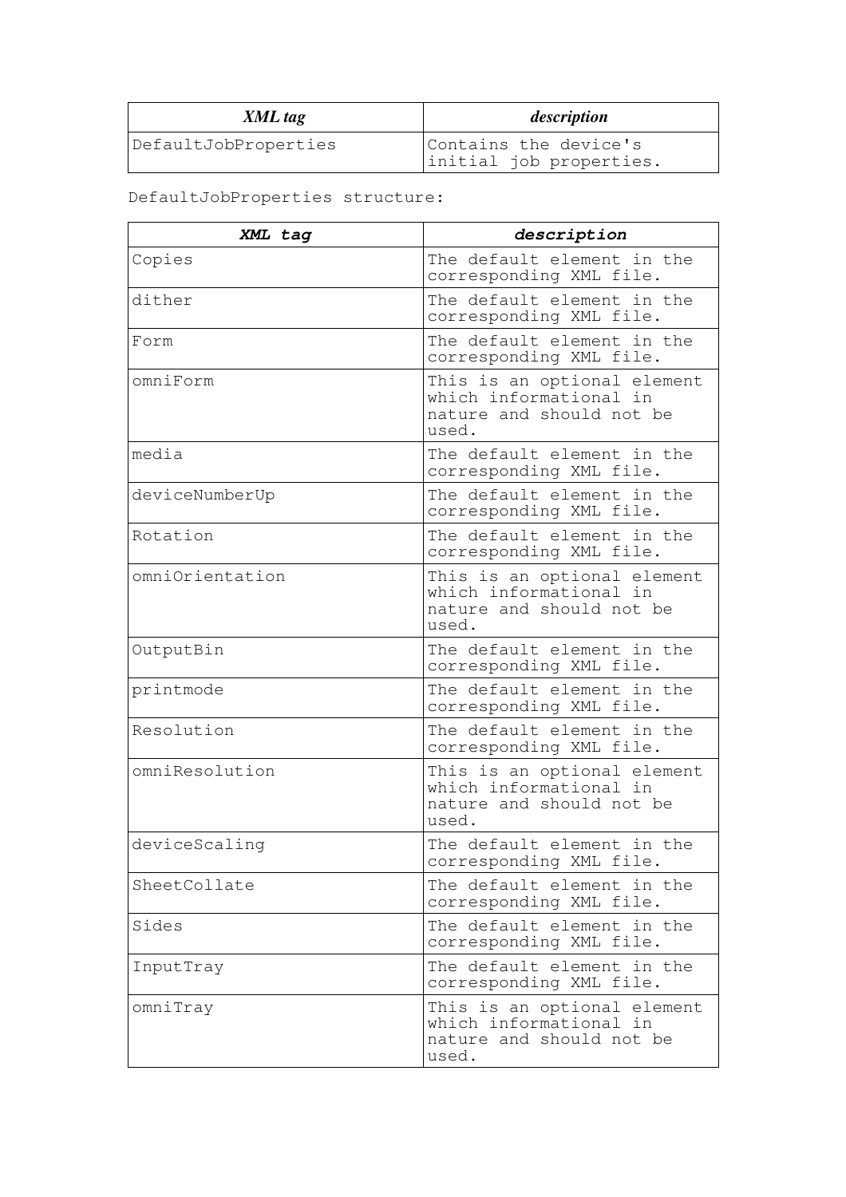| *XML tag* | *description* |
|---|---|
| DefaultJobProperties | Contains the device's initial job properties. |

DefaultJobProperties structure:

| ***XML tag*** | ***description*** |
|---|---|
| Copies | The default element in the corresponding XML file. |
| dither | The default element in the corresponding XML file. |
| Form | The default element in the corresponding XML file. |
| omniForm | This is an optional element which informational in nature and should not be used. |
| media | The default element in the corresponding XML file. |
| deviceNumberUp | The default element in the corresponding XML file. |
| Rotation | The default element in the corresponding XML file. |
| omniOrientation | This is an optional element which informational in nature and should not be used. |
| OutputBin | The default element in the corresponding XML file. |
| printmode | The default element in the corresponding XML file. |
| Resolution | The default element in the corresponding XML file. |
| omniResolution | This is an optional element which informational in nature and should not be used. |
| deviceScaling | The default element in the corresponding XML file. |
| SheetCollate | The default element in the corresponding XML file. |
| Sides | The default element in the corresponding XML file. |
| InputTray | The default element in the corresponding XML file. |
| omniTray | This is an optional element which informational in nature and should not be used. |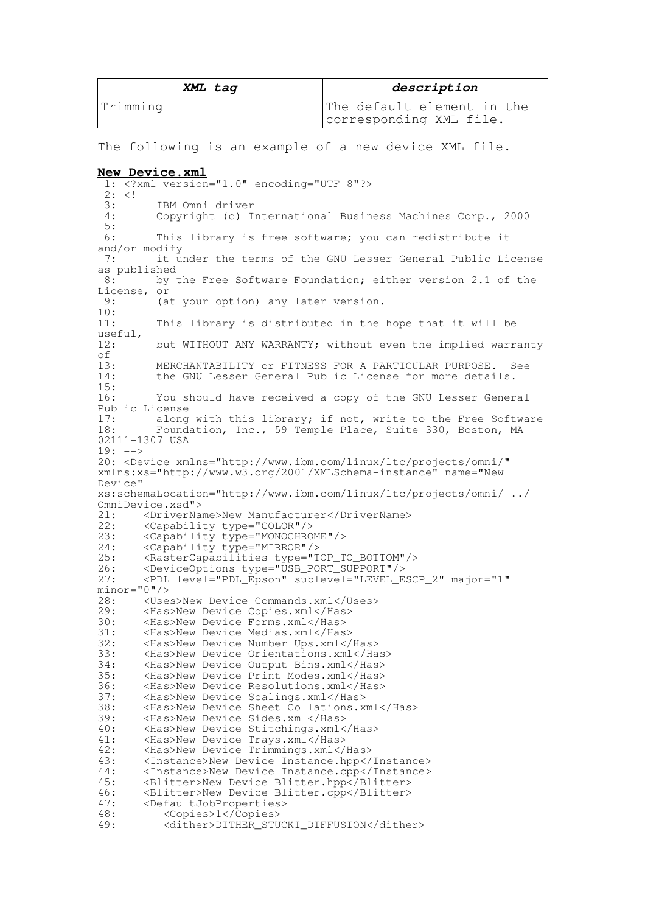| *XML tag* | *description* |
|---|---|
| Trimming | The default element in the corresponding XML file. |

The following is an example of a new device XML file.

**New Device.xml**

```
 1: <?xml version="1.0" encoding="UTF-8"?>
 2: <!--
 3:      IBM Omni driver
 4:      Copyright (c) International Business Machines Corp., 2000
 5:
 6:      This library is free software; you can redistribute it
and/or modify
 7:      it under the terms of the GNU Lesser General Public License
as published
 8:      by the Free Software Foundation; either version 2.1 of the
License, or
 9:      (at your option) any later version.
10:
11:      This library is distributed in the hope that it will be
useful,
12:      but WITHOUT ANY WARRANTY; without even the implied warranty
of
13:      MERCHANTABILITY or FITNESS FOR A PARTICULAR PURPOSE.  See
14:      the GNU Lesser General Public License for more details.
15:
16:      You should have received a copy of the GNU Lesser General
Public License
17:      along with this library; if not, write to the Free Software
18:      Foundation, Inc., 59 Temple Place, Suite 330, Boston, MA
02111-1307 USA
19: -->
20: <Device xmlns="http://www.ibm.com/linux/ltc/projects/omni/"
xmlns:xs="http://www.w3.org/2001/XMLSchema-instance" name="New
Device"
xs:schemaLocation="http://www.ibm.com/linux/ltc/projects/omni/ ../
OmniDevice.xsd">
21:    <DriverName>New Manufacturer</DriverName>
22:    <Capability type="COLOR"/>
23:    <Capability type="MONOCHROME"/>
24:    <Capability type="MIRROR"/>
25:    <RasterCapabilities type="TOP_TO_BOTTOM"/>
26:    <DeviceOptions type="USB_PORT_SUPPORT"/>
27:    <PDL level="PDL_Epson" sublevel="LEVEL_ESCP_2" major="1"
minor="0"/>
28:    <Uses>New Device Commands.xml</Uses>
29:    <Has>New Device Copies.xml</Has>
30:    <Has>New Device Forms.xml</Has>
31:    <Has>New Device Medias.xml</Has>
32:    <Has>New Device Number Ups.xml</Has>
33:    <Has>New Device Orientations.xml</Has>
34:    <Has>New Device Output Bins.xml</Has>
35:    <Has>New Device Print Modes.xml</Has>
36:    <Has>New Device Resolutions.xml</Has>
37:    <Has>New Device Scalings.xml</Has>
38:    <Has>New Device Sheet Collations.xml</Has>
39:    <Has>New Device Sides.xml</Has>
40:    <Has>New Device Stitchings.xml</Has>
41:    <Has>New Device Trays.xml</Has>
42:    <Has>New Device Trimmings.xml</Has>
43:    <Instance>New Device Instance.hpp</Instance>
44:    <Instance>New Device Instance.cpp</Instance>
45:    <Blitter>New Device Blitter.hpp</Blitter>
46:    <Blitter>New Device Blitter.cpp</Blitter>
47:    <DefaultJobProperties>
48:       <Copies>1</Copies>
49:       <dither>DITHER_STUCKI_DIFFUSION</dither>
```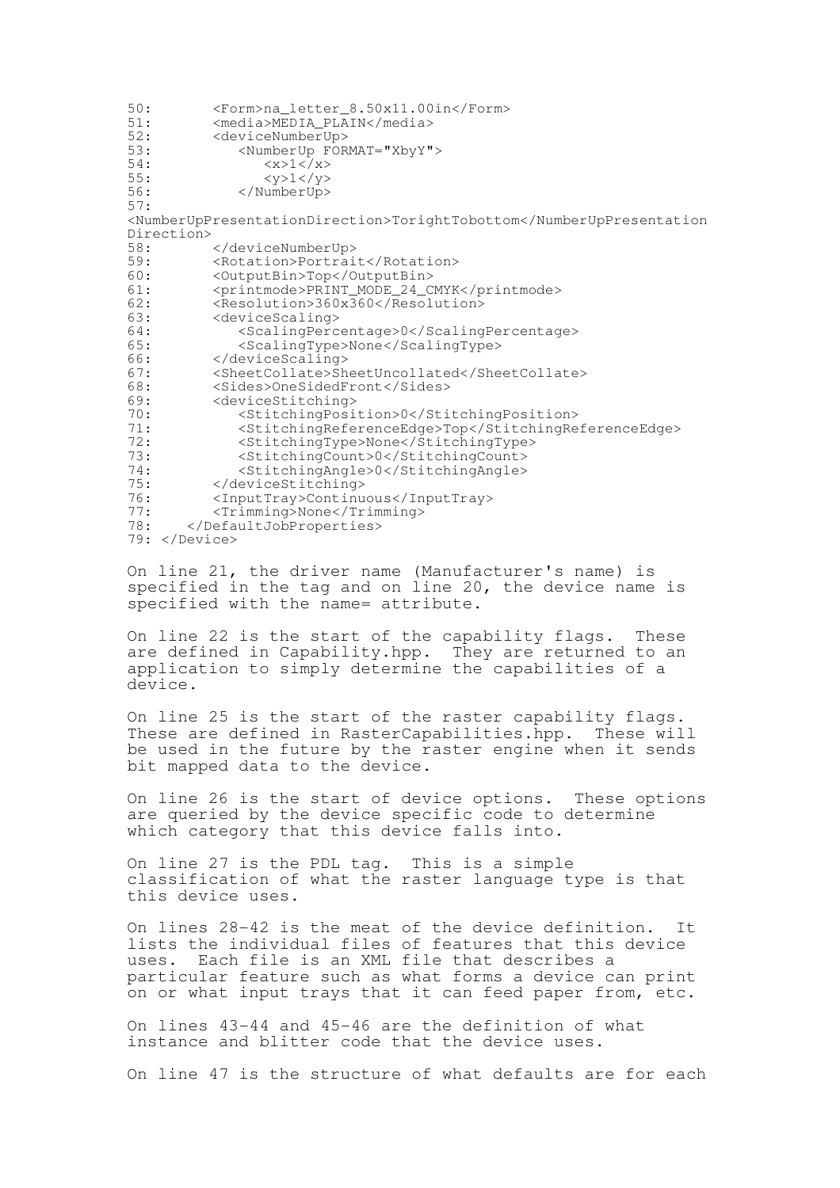```
50:       <Form>na_letter_8.50x11.00in</Form>
51:       <media>MEDIA_PLAIN</media>
52:       <deviceNumberUp>
53:          <NumberUp FORMAT="XbyY">
54:             <x>1</x>
55:             <y>1</y>
56:          </NumberUp>
57:
<NumberUpPresentationDirection>TorightTobottom</NumberUpPresentation
Direction>
58:       </deviceNumberUp>
59:       <Rotation>Portrait</Rotation>
60:       <OutputBin>Top</OutputBin>
61:       <printmode>PRINT_MODE_24_CMYK</printmode>
62:       <Resolution>360x360</Resolution>
63:       <deviceScaling>
64:          <ScalingPercentage>0</ScalingPercentage>
65:          <ScalingType>None</ScalingType>
66:       </deviceScaling>
67:       <SheetCollate>SheetUncollated</SheetCollate>
68:       <Sides>OneSidedFront</Sides>
69:       <deviceStitching>
70:          <StitchingPosition>0</StitchingPosition>
71:          <StitchingReferenceEdge>Top</StitchingReferenceEdge>
72:          <StitchingType>None</StitchingType>
73:          <StitchingCount>0</StitchingCount>
74:          <StitchingAngle>0</StitchingAngle>
75:       </deviceStitching>
76:       <InputTray>Continuous</InputTray>
77:       <Trimming>None</Trimming>
78:    </DefaultJobProperties>
79: </Device>
```

On line 21, the driver name (Manufacturer's name) is specified in the tag and on line 20, the device name is specified with the name= attribute.

On line 22 is the start of the capability flags. These are defined in Capability.hpp. They are returned to an application to simply determine the capabilities of a device.

On line 25 is the start of the raster capability flags. These are defined in RasterCapabilities.hpp. These will be used in the future by the raster engine when it sends bit mapped data to the device.

On line 26 is the start of device options. These options are queried by the device specific code to determine which category that this device falls into.

On line 27 is the PDL tag. This is a simple classification of what the raster language type is that this device uses.

On lines 28-42 is the meat of the device definition. It lists the individual files of features that this device uses. Each file is an XML file that describes a particular feature such as what forms a device can print on or what input trays that it can feed paper from, etc.

On lines 43-44 and 45-46 are the definition of what instance and blitter code that the device uses.

On line 47 is the structure of what defaults are for each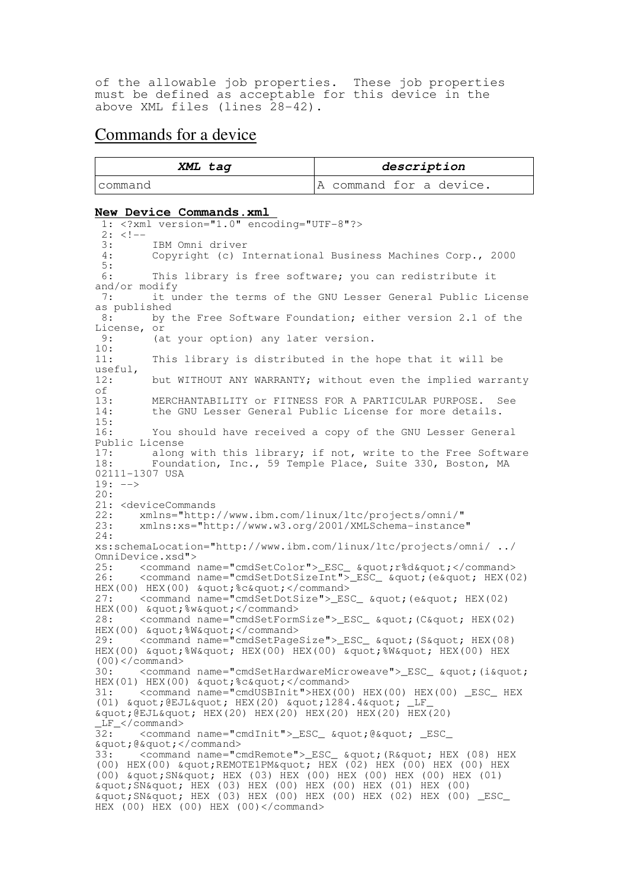of the allowable job properties. These job properties must be defined as acceptable for this device in the above XML files (lines 28-42).

## Commands for a device

| *XML tag* | *description* |
| --- | --- |
| command | A command for a device. |

**New Device Commands.xml**

```
 1: <?xml version="1.0" encoding="UTF-8"?>
 2: <!--
 3:      IBM Omni driver
 4:      Copyright (c) International Business Machines Corp., 2000
 5:
 6:      This library is free software; you can redistribute it
and/or modify
 7:      it under the terms of the GNU Lesser General Public License
as published
 8:      by the Free Software Foundation; either version 2.1 of the
License, or
 9:      (at your option) any later version.
10:
11:      This library is distributed in the hope that it will be
useful,
12:      but WITHOUT ANY WARRANTY; without even the implied warranty
of
13:      MERCHANTABILITY or FITNESS FOR A PARTICULAR PURPOSE.  See
14:      the GNU Lesser General Public License for more details.
15:
16:      You should have received a copy of the GNU Lesser General
Public License
17:      along with this library; if not, write to the Free Software
18:      Foundation, Inc., 59 Temple Place, Suite 330, Boston, MA
02111-1307 USA
19: -->
20:
21: <deviceCommands
22:    xmlns="http://www.ibm.com/linux/ltc/projects/omni/"
23:    xmlns:xs="http://www.w3.org/2001/XMLSchema-instance"
24:
xs:schemaLocation="http://www.ibm.com/linux/ltc/projects/omni/ ../
OmniDevice.xsd">
25:    <command name="cmdSetColor">_ESC_ &quot;r%d&quot;</command>
26:    <command name="cmdSetDotSizeInt">_ESC_ &quot;(e&quot; HEX(02)
HEX(00) HEX(00) &quot;%c&quot;</command>
27:    <command name="cmdSetDotSize">_ESC_ &quot;(e&quot; HEX(02)
HEX(00) &quot;%w&quot;</command>
28:    <command name="cmdSetFormSize">_ESC_ &quot;(C&quot; HEX(02)
HEX(00) &quot;%W&quot;</command>
29:    <command name="cmdSetPageSize">_ESC_ &quot;(S&quot; HEX(08)
HEX(00) &quot;%W&quot; HEX(00) HEX(00) &quot;%W&quot; HEX(00) HEX
(00)</command>
30:    <command name="cmdSetHardwareMicroweave">_ESC_ &quot;(i&quot;
HEX(01) HEX(00) &quot;%c&quot;</command>
31:    <command name="cmdUSBInit">HEX(00) HEX(00) HEX(00) _ESC_ HEX
(01) &quot;@EJL&quot; HEX(20) &quot;1284.4&quot; _LF_
&quot;@EJL&quot; HEX(20) HEX(20) HEX(20) HEX(20) HEX(20)
_LF_</command>
32:    <command name="cmdInit">_ESC_ &quot;@&quot; _ESC_
&quot;@&quot;</command>
33:    <command name="cmdRemote">_ESC_ &quot;(R&quot; HEX (08) HEX
(00) HEX(00) &quot;REMOTE1PM&quot; HEX (02) HEX (00) HEX (00) HEX
(00) &quot;SN&quot; HEX (03) HEX (00) HEX (00) HEX (00) HEX (01)
&quot;SN&quot; HEX (03) HEX (00) HEX (00) HEX (01) HEX (00)
&quot;SN&quot; HEX (03) HEX (00) HEX (00) HEX (02) HEX (00) _ESC_
HEX (00) HEX (00) HEX (00)</command>
```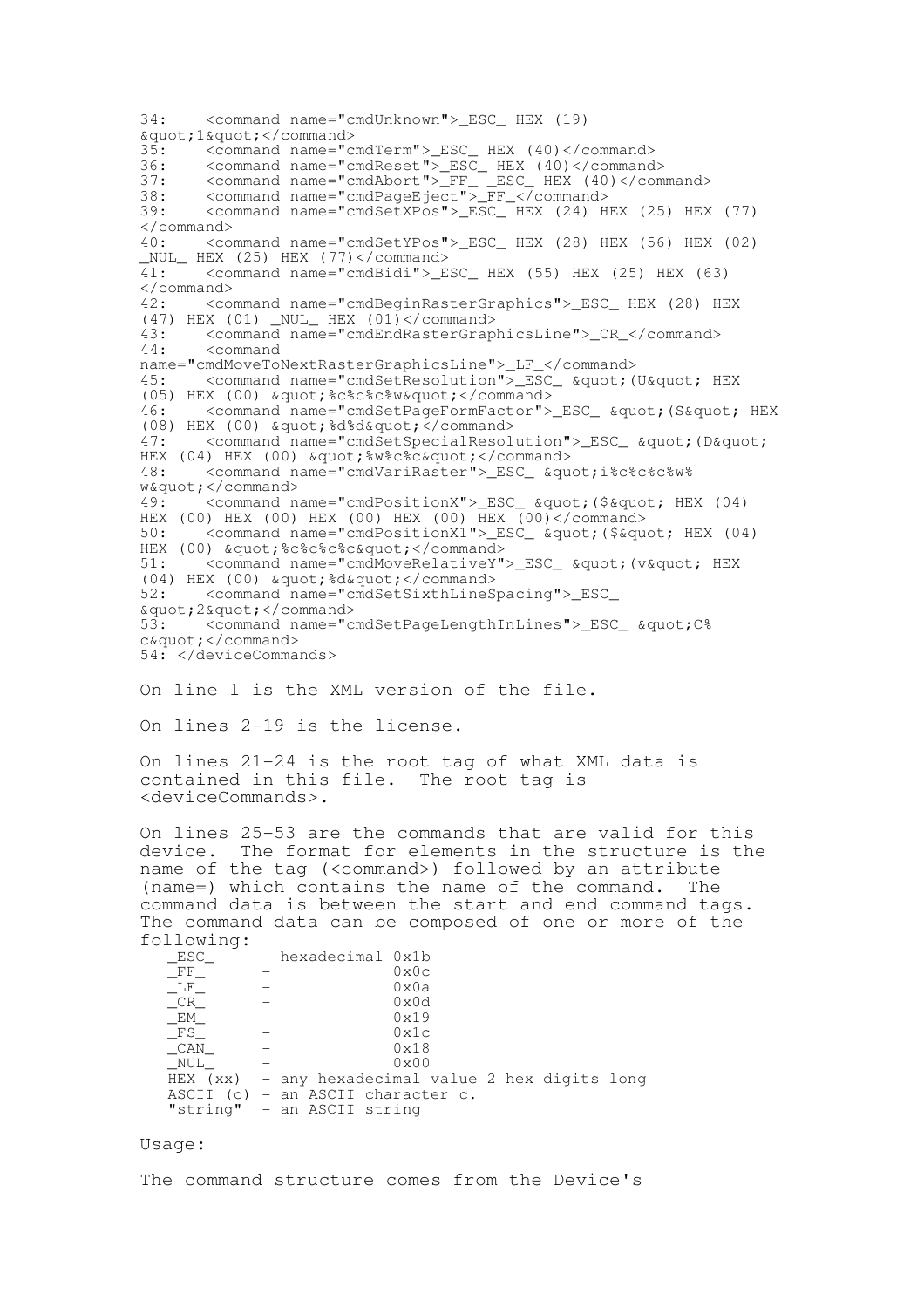```
34:    <command name="cmdUnknown">_ESC_ HEX (19)
&quot;1&quot;</command>
35:    <command name="cmdTerm">_ESC_ HEX (40)</command>
36:    <command name="cmdReset">_ESC_ HEX (40)</command>
37:    <command name="cmdAbort">_FF_ _ESC_ HEX (40)</command>
38:    <command name="cmdPageEject">_FF_</command>
39:    <command name="cmdSetXPos">_ESC_ HEX (24) HEX (25) HEX (77)
</command>
40:    <command name="cmdSetYPos">_ESC_ HEX (28) HEX (56) HEX (02)
_NUL_ HEX (25) HEX (77)</command>
41:    <command name="cmdBidi">_ESC_ HEX (55) HEX (25) HEX (63)
</command>
42:    <command name="cmdBeginRasterGraphics">_ESC_ HEX (28) HEX
(47) HEX (01) _NUL_ HEX (01)</command>
43:    <command name="cmdEndRasterGraphicsLine">_CR_</command>
44:    <command
name="cmdMoveToNextRasterGraphicsLine">_LF_</command>
45:    <command name="cmdSetResolution">_ESC_ &quot;(U&quot; HEX
(05) HEX (00) &quot;%c%c%c%w&quot;</command>
46:    <command name="cmdSetPageFormFactor">_ESC_ &quot;(S&quot; HEX
(08) HEX (00) &quot;%d%d&quot;</command>
47:    <command name="cmdSetSpecialResolution">_ESC_ &quot;(D&quot;
HEX (04) HEX (00) &quot;%w%c%c&quot;</command>
48:    <command name="cmdVariRaster">_ESC_ &quot;i%c%c%c%w%
w&quot;</command>
49:    <command name="cmdPositionX">_ESC_ &quot;($&quot; HEX (04)
HEX (00) HEX (00) HEX (00) HEX (00)</command>
50:    <command name="cmdPositionX1">_ESC_ &quot;($&quot; HEX (04)
HEX (00) &quot;%c%c%c%c&quot;</command>
51:    <command name="cmdMoveRelativeY">_ESC_ &quot;(v&quot; HEX
(04) HEX (00) &quot;%d&quot;</command>
52:    <command name="cmdSetSixthLineSpacing">_ESC_
&quot;2&quot;</command>
53:    <command name="cmdSetPageLengthInLines">_ESC_ &quot;C%
c&quot;</command>
54: </deviceCommands>
```

On line 1 is the XML version of the file.

On lines 2-19 is the license.

On lines 21-24 is the root tag of what XML data is contained in this file. The root tag is <deviceCommands>.

On lines 25-53 are the commands that are valid for this device. The format for elements in the structure is the name of the tag (<command>) followed by an attribute (name=) which contains the name of the command. The command data is between the start and end command tags. The command data can be composed of one or more of the following:

```
   _ESC_     - hexadecimal 0x1b
   _FF_      -             0x0c
   _LF_      -             0x0a
   _CR_      -             0x0d
   _EM_      -             0x19
   _FS_      -             0x1c
   _CAN_     -             0x18
   _NUL_     -             0x00
   HEX (xx)  - any hexadecimal value 2 hex digits long
   ASCII (c) - an ASCII character c.
   "string"  - an ASCII string
```

Usage:

The command structure comes from the Device's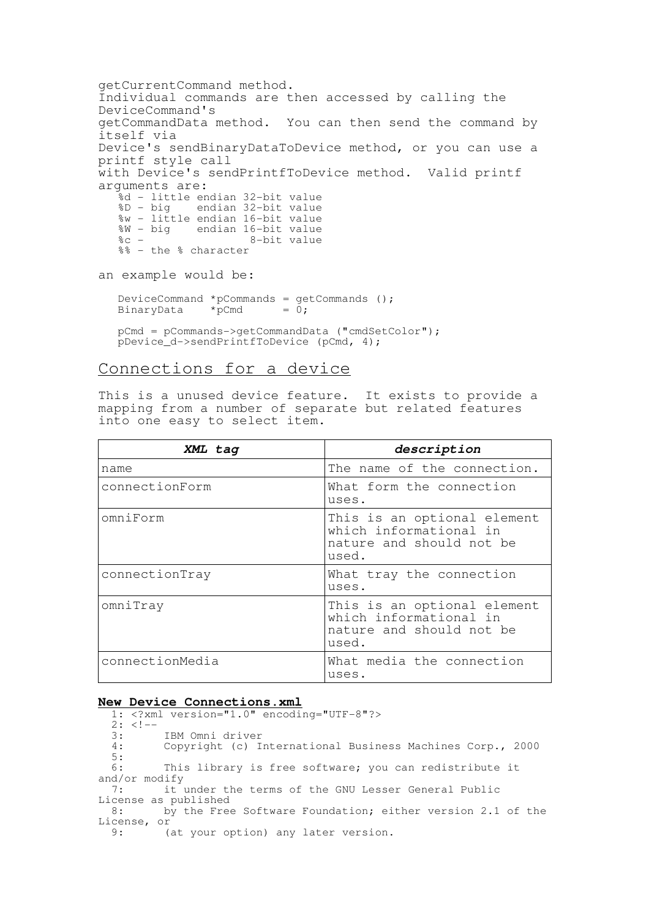getCurrentCommand method.
Individual commands are then accessed by calling the DeviceCommand's
getCommandData method. You can then send the command by itself via
Device's sendBinaryDataToDevice method, or you can use a printf style call
with Device's sendPrintfToDevice method. Valid printf arguments are:

```
%d - little endian 32-bit value
%D - big    endian 32-bit value
%w - little endian 16-bit value
%W - big    endian 16-bit value
%c -               8-bit value
%% - the % character
```

an example would be:

```
DeviceCommand *pCommands = getCommands ();
BinaryData    *pCmd      = 0;

pCmd = pCommands->getCommandData ("cmdSetColor");
pDevice_d->sendPrintfToDevice (pCmd, 4);
```

## Connections for a device

This is a unused device feature. It exists to provide a mapping from a number of separate but related features into one easy to select item.

| ***XML tag*** | ***description*** |
|---|---|
| name | The name of the connection. |
| connectionForm | What form the connection uses. |
| omniForm | This is an optional element which informational in nature and should not be used. |
| connectionTray | What tray the connection uses. |
| omniTray | This is an optional element which informational in nature and should not be used. |
| connectionMedia | What media the connection uses. |

**New Device Connections.xml**

```
  1: <?xml version="1.0" encoding="UTF-8"?>
  2: <!--
  3:      IBM Omni driver
  4:      Copyright (c) International Business Machines Corp., 2000
  5:
  6:      This library is free software; you can redistribute it and/or modify
  7:      it under the terms of the GNU Lesser General Public License as published
  8:      by the Free Software Foundation; either version 2.1 of the License, or
  9:      (at your option) any later version.
```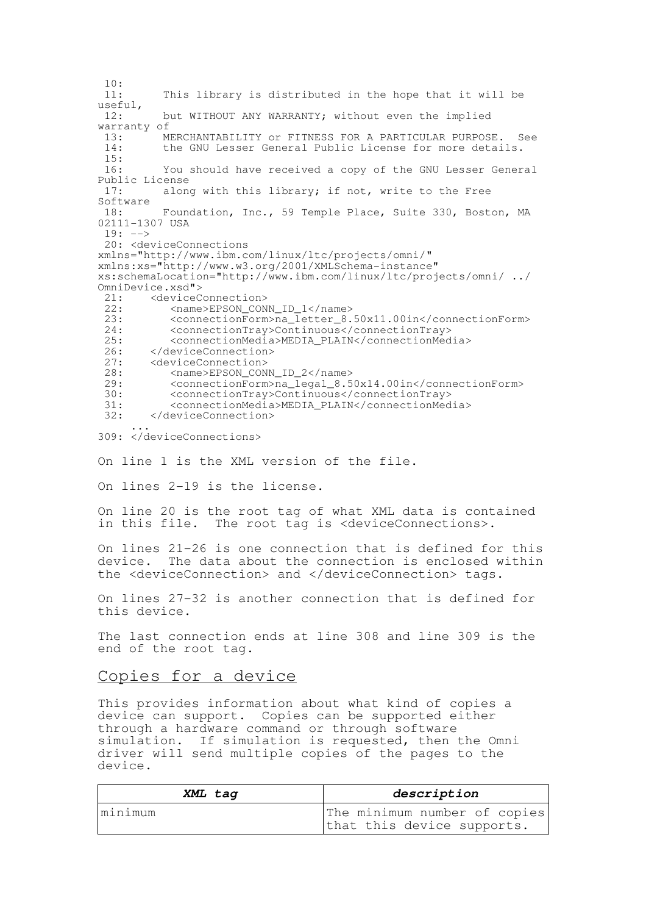```
 10:
 11:      This library is distributed in the hope that it will be
useful,
 12:      but WITHOUT ANY WARRANTY; without even the implied
warranty of
 13:      MERCHANTABILITY or FITNESS FOR A PARTICULAR PURPOSE.  See
 14:      the GNU Lesser General Public License for more details.
 15:
 16:      You should have received a copy of the GNU Lesser General
Public License
 17:      along with this library; if not, write to the Free
Software
 18:      Foundation, Inc., 59 Temple Place, Suite 330, Boston, MA
02111-1307 USA
 19: -->
 20: <deviceConnections
xmlns="http://www.ibm.com/linux/ltc/projects/omni/"
xmlns:xs="http://www.w3.org/2001/XMLSchema-instance"
xs:schemaLocation="http://www.ibm.com/linux/ltc/projects/omni/ ../
OmniDevice.xsd">
 21:    <deviceConnection>
 22:       <name>EPSON_CONN_ID_1</name>
 23:       <connectionForm>na_letter_8.50x11.00in</connectionForm>
 24:       <connectionTray>Continuous</connectionTray>
 25:       <connectionMedia>MEDIA_PLAIN</connectionMedia>
 26:    </deviceConnection>
 27:    <deviceConnection>
 28:       <name>EPSON_CONN_ID_2</name>
 29:       <connectionForm>na_legal_8.50x14.00in</connectionForm>
 30:       <connectionTray>Continuous</connectionTray>
 31:       <connectionMedia>MEDIA_PLAIN</connectionMedia>
 32:    </deviceConnection>
    ...
309: </deviceConnections>
```

On line 1 is the XML version of the file.

On lines 2-19 is the license.

On line 20 is the root tag of what XML data is contained in this file. The root tag is <deviceConnections>.

On lines 21-26 is one connection that is defined for this device. The data about the connection is enclosed within the <deviceConnection> and </deviceConnection> tags.

On lines 27-32 is another connection that is defined for this device.

The last connection ends at line 308 and line 309 is the end of the root tag.

## Copies for a device

This provides information about what kind of copies a device can support. Copies can be supported either through a hardware command or through software simulation. If simulation is requested, then the Omni driver will send multiple copies of the pages to the device.

| ***XML tag*** | ***description*** |
| --- | --- |
| minimum | The minimum number of copies that this device supports. |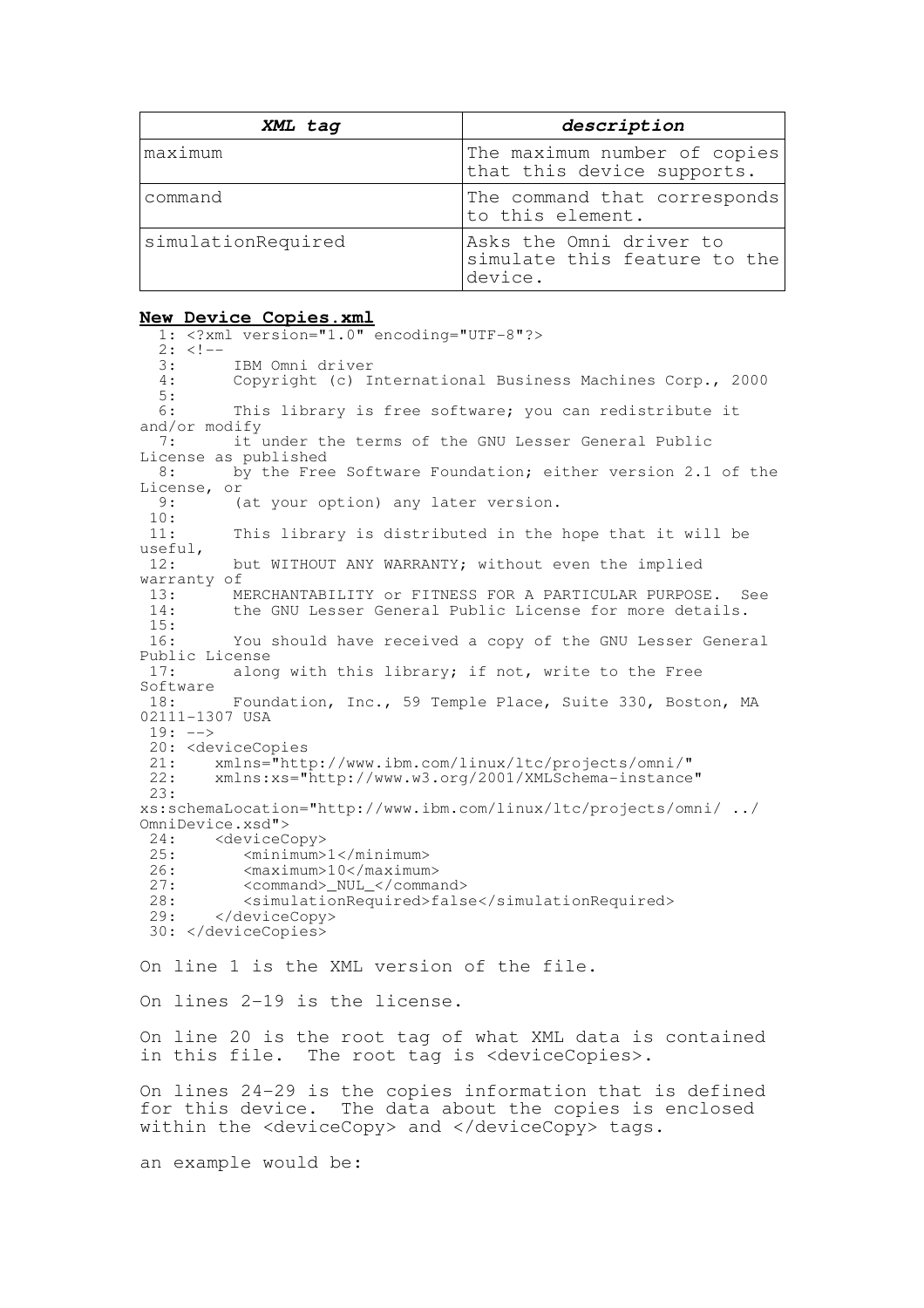| *XML tag* | *description* |
|---|---|
| maximum | The maximum number of copies that this device supports. |
| command | The command that corresponds to this element. |
| simulationRequired | Asks the Omni driver to simulate this feature to the device. |

**New Device Copies.xml**

```
  1: <?xml version="1.0" encoding="UTF-8"?>
  2: <!--
  3:      IBM Omni driver
  4:      Copyright (c) International Business Machines Corp., 2000
  5:
  6:      This library is free software; you can redistribute it
and/or modify
  7:      it under the terms of the GNU Lesser General Public
License as published
  8:      by the Free Software Foundation; either version 2.1 of the
License, or
  9:      (at your option) any later version.
 10:
 11:      This library is distributed in the hope that it will be
useful,
 12:      but WITHOUT ANY WARRANTY; without even the implied
warranty of
 13:      MERCHANTABILITY or FITNESS FOR A PARTICULAR PURPOSE.  See
 14:      the GNU Lesser General Public License for more details.
 15:
 16:      You should have received a copy of the GNU Lesser General
Public License
 17:      along with this library; if not, write to the Free
Software
 18:      Foundation, Inc., 59 Temple Place, Suite 330, Boston, MA
02111-1307 USA
 19: -->
 20: <deviceCopies
 21:    xmlns="http://www.ibm.com/linux/ltc/projects/omni/"
 22:    xmlns:xs="http://www.w3.org/2001/XMLSchema-instance"
 23:
xs:schemaLocation="http://www.ibm.com/linux/ltc/projects/omni/ ../
OmniDevice.xsd">
 24:    <deviceCopy>
 25:       <minimum>1</minimum>
 26:       <maximum>10</maximum>
 27:       <command>_NUL_</command>
 28:       <simulationRequired>false</simulationRequired>
 29:    </deviceCopy>
 30: </deviceCopies>
```

On line 1 is the XML version of the file.

On lines 2-19 is the license.

On line 20 is the root tag of what XML data is contained in this file. The root tag is <deviceCopies>.

On lines 24-29 is the copies information that is defined for this device. The data about the copies is enclosed within the <deviceCopy> and </deviceCopy> tags.

an example would be: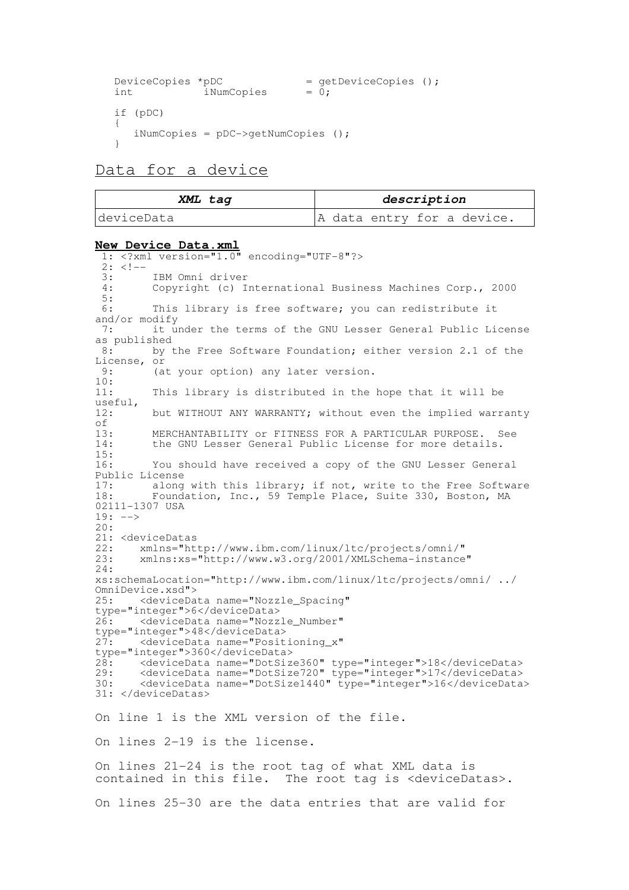```
DeviceCopies *pDC            = getDeviceCopies ();
int          iNumCopies      = 0;

if (pDC)
{
   iNumCopies = pDC->getNumCopies ();
}
```

## Data for a device

| ***XML tag*** | ***description*** |
|---|---|
| deviceData | A data entry for a device. |

**New Device Data.xml**

```
 1: <?xml version="1.0" encoding="UTF-8"?>
 2: <!--
 3:      IBM Omni driver
 4:      Copyright (c) International Business Machines Corp., 2000
 5:
 6:      This library is free software; you can redistribute it 
and/or modify
 7:      it under the terms of the GNU Lesser General Public License 
as published
 8:      by the Free Software Foundation; either version 2.1 of the 
License, or
 9:      (at your option) any later version.
10:
11:      This library is distributed in the hope that it will be 
useful,
12:      but WITHOUT ANY WARRANTY; without even the implied warranty 
of
13:      MERCHANTABILITY or FITNESS FOR A PARTICULAR PURPOSE.  See
14:      the GNU Lesser General Public License for more details.
15:
16:      You should have received a copy of the GNU Lesser General 
Public License
17:      along with this library; if not, write to the Free Software
18:      Foundation, Inc., 59 Temple Place, Suite 330, Boston, MA 
02111-1307 USA
19: -->
20:
21: <deviceDatas
22:    xmlns="http://www.ibm.com/linux/ltc/projects/omni/"
23:    xmlns:xs="http://www.w3.org/2001/XMLSchema-instance"
24:    
xs:schemaLocation="http://www.ibm.com/linux/ltc/projects/omni/ ../
OmniDevice.xsd">
25:    <deviceData name="Nozzle_Spacing" 
type="integer">6</deviceData>
26:    <deviceData name="Nozzle_Number" 
type="integer">48</deviceData>
27:    <deviceData name="Positioning_x" 
type="integer">360</deviceData>
28:    <deviceData name="DotSize360" type="integer">18</deviceData>
29:    <deviceData name="DotSize720" type="integer">17</deviceData>
30:    <deviceData name="DotSize1440" type="integer">16</deviceData>
31: </deviceDatas>
```

On line 1 is the XML version of the file.

On lines 2-19 is the license.

On lines 21-24 is the root tag of what XML data is contained in this file. The root tag is <deviceDatas>.

On lines 25-30 are the data entries that are valid for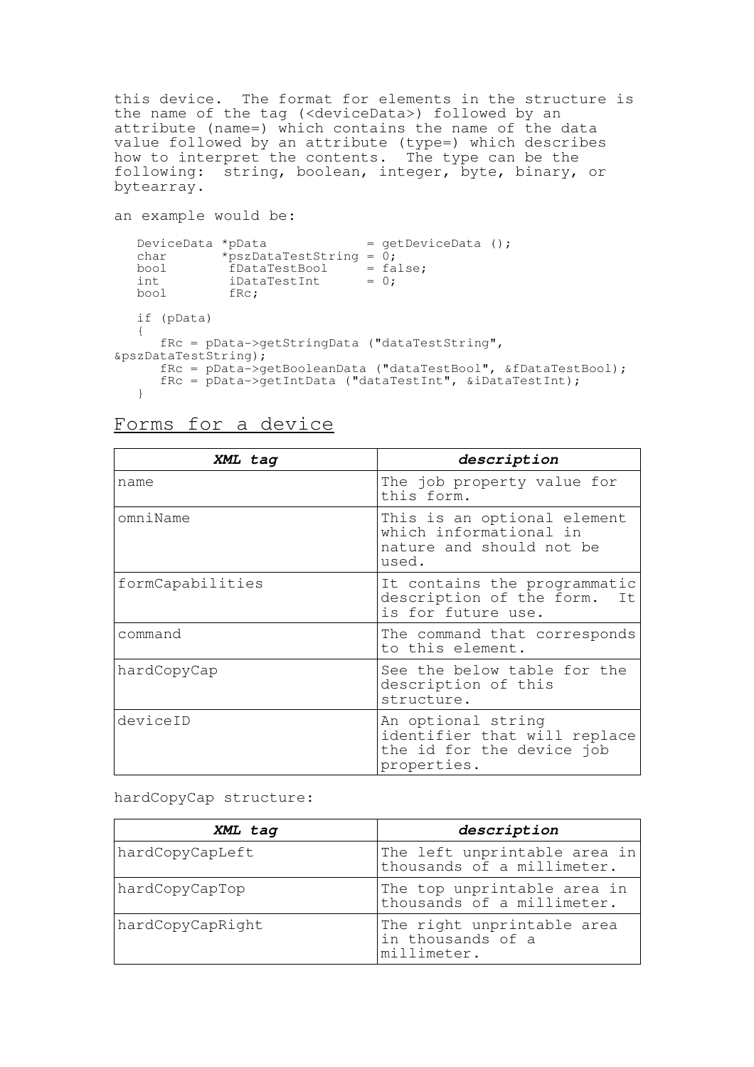this device. The format for elements in the structure is the name of the tag (<deviceData>) followed by an attribute (name=) which contains the name of the data value followed by an attribute (type=) which describes how to interpret the contents. The type can be the following: string, boolean, integer, byte, binary, or bytearray.

an example would be:

```
   DeviceData *pData              = getDeviceData ();
   char       *pszDataTestString = 0;
   bool        fDataTestBool     = false;
   int         iDataTestInt      = 0;
   bool        fRc;

   if (pData)
   {
      fRc = pData->getStringData ("dataTestString",
&pszDataTestString);
      fRc = pData->getBooleanData ("dataTestBool", &fDataTestBool);
      fRc = pData->getIntData ("dataTestInt", &iDataTestInt);
   }
```

## Forms for a device

| ***XML tag*** | ***description*** |
|---|---|
| name | The job property value for this form. |
| omniName | This is an optional element which informational in nature and should not be used. |
| formCapabilities | It contains the programmatic description of the form. It is for future use. |
| command | The command that corresponds to this element. |
| hardCopyCap | See the below table for the description of this structure. |
| deviceID | An optional string identifier that will replace the id for the device job properties. |

hardCopyCap structure:

| ***XML tag*** | ***description*** |
|---|---|
| hardCopyCapLeft | The left unprintable area in thousands of a millimeter. |
| hardCopyCapTop | The top unprintable area in thousands of a millimeter. |
| hardCopyCapRight | The right unprintable area in thousands of a millimeter. |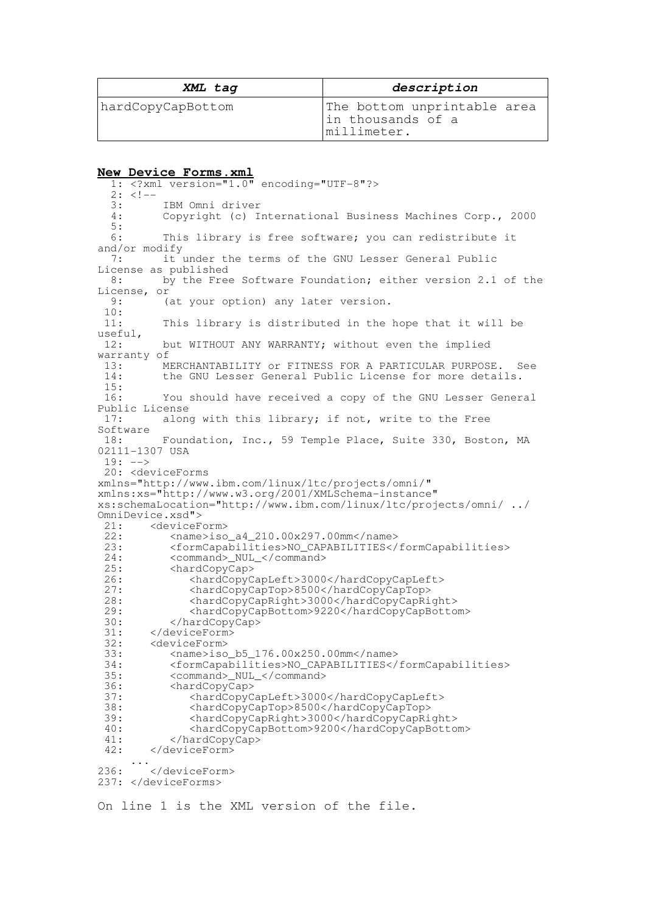| ***XML tag*** | ***description*** |
| --- | --- |
| hardCopyCapBottom | The bottom unprintable area in thousands of a millimeter. |

**New Device Forms.xml**

```
  1: <?xml version="1.0" encoding="UTF-8"?>
  2: <!--
  3:      IBM Omni driver
  4:      Copyright (c) International Business Machines Corp., 2000
  5:
  6:      This library is free software; you can redistribute it
and/or modify
  7:      it under the terms of the GNU Lesser General Public
License as published
  8:      by the Free Software Foundation; either version 2.1 of the
License, or
  9:      (at your option) any later version.
 10:
 11:      This library is distributed in the hope that it will be
useful,
 12:      but WITHOUT ANY WARRANTY; without even the implied
warranty of
 13:      MERCHANTABILITY or FITNESS FOR A PARTICULAR PURPOSE.  See
 14:      the GNU Lesser General Public License for more details.
 15:
 16:      You should have received a copy of the GNU Lesser General
Public License
 17:      along with this library; if not, write to the Free
Software
 18:      Foundation, Inc., 59 Temple Place, Suite 330, Boston, MA
02111-1307 USA
 19: -->
 20: <deviceForms
xmlns="http://www.ibm.com/linux/ltc/projects/omni/"
xmlns:xs="http://www.w3.org/2001/XMLSchema-instance"
xs:schemaLocation="http://www.ibm.com/linux/ltc/projects/omni/ ../
OmniDevice.xsd">
 21:    <deviceForm>
 22:       <name>iso_a4_210.00x297.00mm</name>
 23:       <formCapabilities>NO_CAPABILITIES</formCapabilities>
 24:       <command>_NUL_</command>
 25:       <hardCopyCap>
 26:          <hardCopyCapLeft>3000</hardCopyCapLeft>
 27:          <hardCopyCapTop>8500</hardCopyCapTop>
 28:          <hardCopyCapRight>3000</hardCopyCapRight>
 29:          <hardCopyCapBottom>9220</hardCopyCapBottom>
 30:       </hardCopyCap>
 31:    </deviceForm>
 32:    <deviceForm>
 33:       <name>iso_b5_176.00x250.00mm</name>
 34:       <formCapabilities>NO_CAPABILITIES</formCapabilities>
 35:       <command>_NUL_</command>
 36:       <hardCopyCap>
 37:          <hardCopyCapLeft>3000</hardCopyCapLeft>
 38:          <hardCopyCapTop>8500</hardCopyCapTop>
 39:          <hardCopyCapRight>3000</hardCopyCapRight>
 40:          <hardCopyCapBottom>9200</hardCopyCapBottom>
 41:       </hardCopyCap>
 42:    </deviceForm>
    ...
236:    </deviceForm>
237: </deviceForms>
```

On line 1 is the XML version of the file.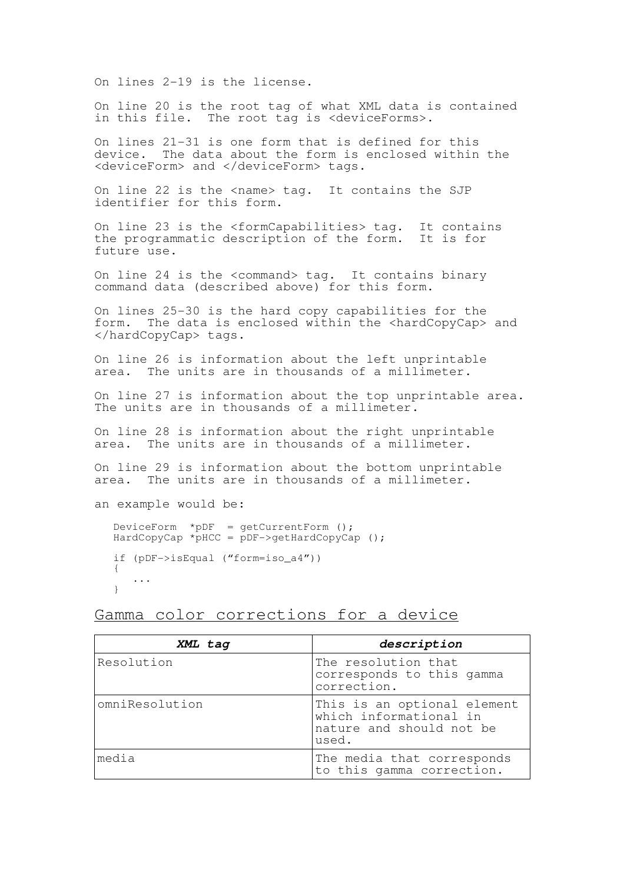On lines 2-19 is the license.

On line 20 is the root tag of what XML data is contained in this file. The root tag is <deviceForms>.

On lines 21-31 is one form that is defined for this device. The data about the form is enclosed within the <deviceForm> and </deviceForm> tags.

On line 22 is the <name> tag. It contains the SJP identifier for this form.

On line 23 is the <formCapabilities> tag. It contains the programmatic description of the form. It is for future use.

On line 24 is the <command> tag. It contains binary command data (described above) for this form.

On lines 25-30 is the hard copy capabilities for the form. The data is enclosed within the <hardCopyCap> and </hardCopyCap> tags.

On line 26 is information about the left unprintable area. The units are in thousands of a millimeter.

On line 27 is information about the top unprintable area. The units are in thousands of a millimeter.

On line 28 is information about the right unprintable area. The units are in thousands of a millimeter.

On line 29 is information about the bottom unprintable area. The units are in thousands of a millimeter.

an example would be:

```
DeviceForm  *pDF  = getCurrentForm ();
HardCopyCap *pHCC = pDF->getHardCopyCap ();

if (pDF->isEqual (”form=iso_a4”))
{
   ...
}
```

## Gamma color corrections for a device

| ***XML tag*** | ***description*** |
|---|---|
| Resolution | The resolution that corresponds to this gamma correction. |
| omniResolution | This is an optional element which informational in nature and should not be used. |
| media | The media that corresponds to this gamma correction. |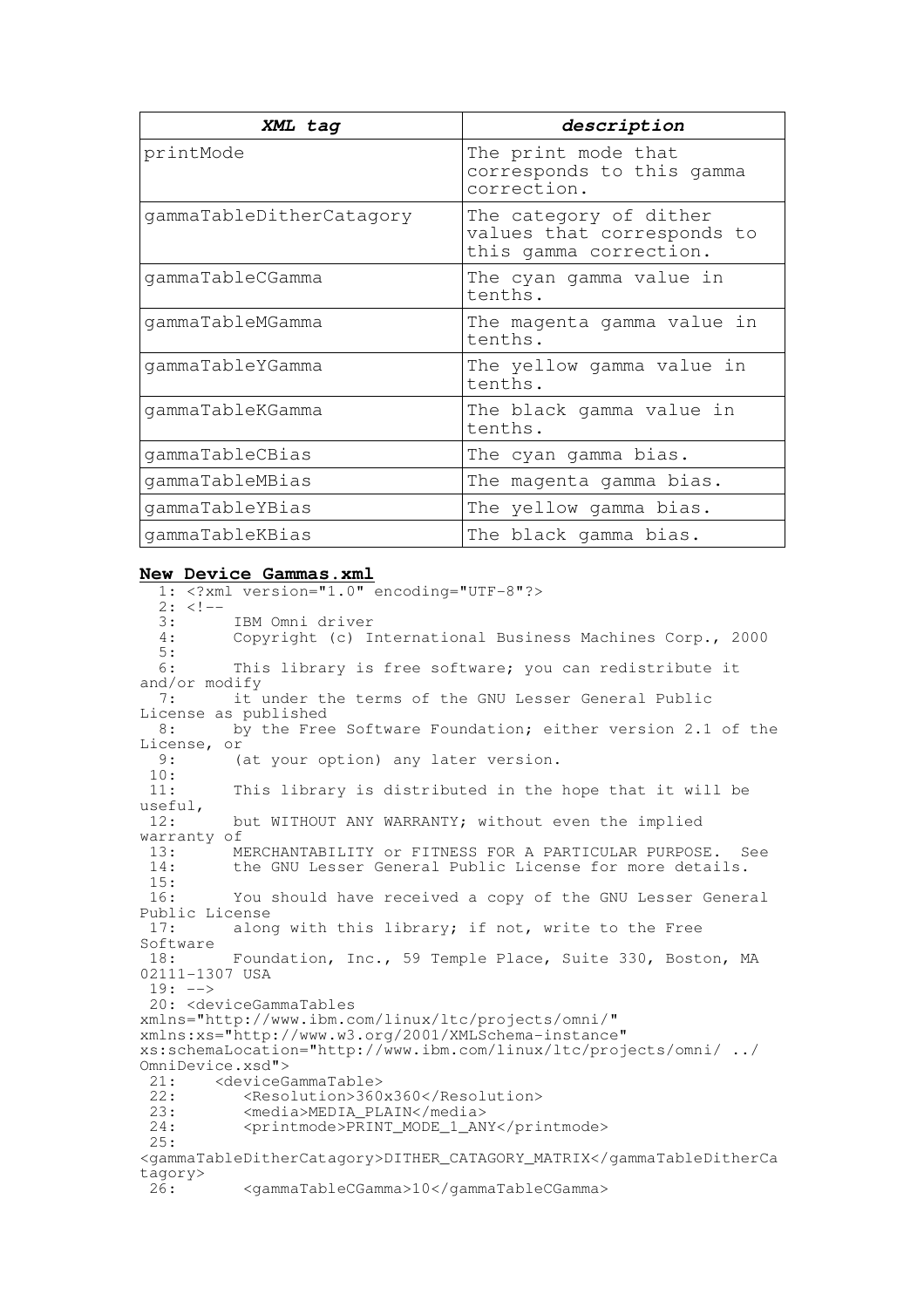| ***XML tag*** | ***description*** |
|---|---|
| printMode | The print mode that corresponds to this gamma correction. |
| gammaTableDitherCatagory | The category of dither values that corresponds to this gamma correction. |
| gammaTableCGamma | The cyan gamma value in tenths. |
| gammaTableMGamma | The magenta gamma value in tenths. |
| gammaTableYGamma | The yellow gamma value in tenths. |
| gammaTableKGamma | The black gamma value in tenths. |
| gammaTableCBias | The cyan gamma bias. |
| gammaTableMBias | The magenta gamma bias. |
| gammaTableYBias | The yellow gamma bias. |
| gammaTableKBias | The black gamma bias. |

**New Device Gammas.xml**

```
  1: <?xml version="1.0" encoding="UTF-8"?>
  2: <!--
  3:      IBM Omni driver
  4:      Copyright (c) International Business Machines Corp., 2000
  5:
  6:      This library is free software; you can redistribute it
and/or modify
  7:      it under the terms of the GNU Lesser General Public
License as published
  8:      by the Free Software Foundation; either version 2.1 of the
License, or
  9:      (at your option) any later version.
 10:
 11:      This library is distributed in the hope that it will be
useful,
 12:      but WITHOUT ANY WARRANTY; without even the implied
warranty of
 13:      MERCHANTABILITY or FITNESS FOR A PARTICULAR PURPOSE.  See
 14:      the GNU Lesser General Public License for more details.
 15:
 16:      You should have received a copy of the GNU Lesser General
Public License
 17:      along with this library; if not, write to the Free
Software
 18:      Foundation, Inc., 59 Temple Place, Suite 330, Boston, MA
02111-1307 USA
 19: -->
 20: <deviceGammaTables
xmlns="http://www.ibm.com/linux/ltc/projects/omni/"
xmlns:xs="http://www.w3.org/2001/XMLSchema-instance"
xs:schemaLocation="http://www.ibm.com/linux/ltc/projects/omni/ ../
OmniDevice.xsd">
 21:    <deviceGammaTable>
 22:       <Resolution>360x360</Resolution>
 23:       <media>MEDIA_PLAIN</media>
 24:       <printmode>PRINT_MODE_1_ANY</printmode>
 25:
<gammaTableDitherCatagory>DITHER_CATAGORY_MATRIX</gammaTableDitherCa
tagory>
 26:       <gammaTableCGamma>10</gammaTableCGamma>
```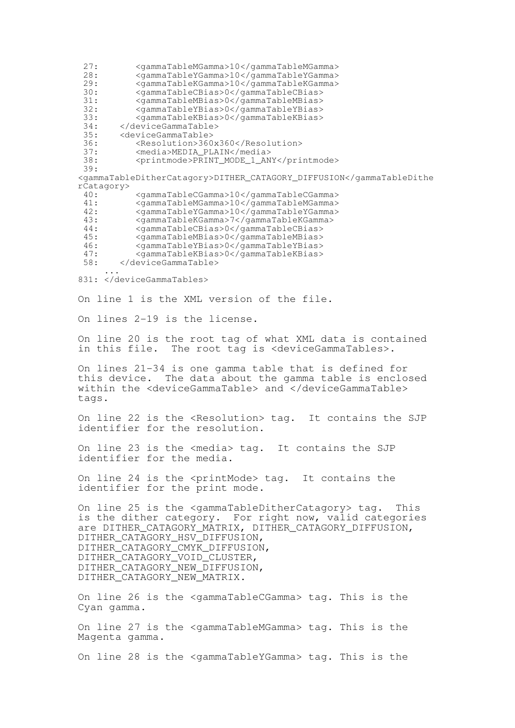```
 27:       <gammaTableMGamma>10</gammaTableMGamma>
 28:       <gammaTableYGamma>10</gammaTableYGamma>
 29:       <gammaTableKGamma>10</gammaTableKGamma>
 30:       <gammaTableCBias>0</gammaTableCBias>
 31:       <gammaTableMBias>0</gammaTableMBias>
 32:       <gammaTableYBias>0</gammaTableYBias>
 33:       <gammaTableKBias>0</gammaTableKBias>
 34:    </deviceGammaTable>
 35:    <deviceGammaTable>
 36:       <Resolution>360x360</Resolution>
 37:       <media>MEDIA_PLAIN</media>
 38:       <printmode>PRINT_MODE_1_ANY</printmode>
 39:
<gammaTableDitherCatagory>DITHER_CATAGORY_DIFFUSION</gammaTableDithe
rCatagory>
 40:       <gammaTableCGamma>10</gammaTableCGamma>
 41:       <gammaTableMGamma>10</gammaTableMGamma>
 42:       <gammaTableYGamma>10</gammaTableYGamma>
 43:       <gammaTableKGamma>7</gammaTableKGamma>
 44:       <gammaTableCBias>0</gammaTableCBias>
 45:       <gammaTableMBias>0</gammaTableMBias>
 46:       <gammaTableYBias>0</gammaTableYBias>
 47:       <gammaTableKBias>0</gammaTableKBias>
 58:    </deviceGammaTable>
    ...
831: </deviceGammaTables>
```

On line 1 is the XML version of the file.

On lines 2-19 is the license.

On line 20 is the root tag of what XML data is contained in this file. The root tag is <deviceGammaTables>.

On lines 21-34 is one gamma table that is defined for this device. The data about the gamma table is enclosed within the <deviceGammaTable> and </deviceGammaTable> tags.

On line 22 is the <Resolution> tag. It contains the SJP identifier for the resolution.

On line 23 is the <media> tag. It contains the SJP identifier for the media.

On line 24 is the <printMode> tag. It contains the identifier for the print mode.

On line 25 is the <gammaTableDitherCatagory> tag. This is the dither category. For right now, valid categories are DITHER_CATAGORY_MATRIX, DITHER_CATAGORY_DIFFUSION, DITHER_CATAGORY_HSV_DIFFUSION, DITHER_CATAGORY_CMYK_DIFFUSION, DITHER_CATAGORY_VOID_CLUSTER, DITHER_CATAGORY_NEW_DIFFUSION, DITHER_CATAGORY_NEW_MATRIX.

On line 26 is the <gammaTableCGamma> tag. This is the Cyan gamma.

On line 27 is the <gammaTableMGamma> tag. This is the Magenta gamma.

On line 28 is the <gammaTableYGamma> tag. This is the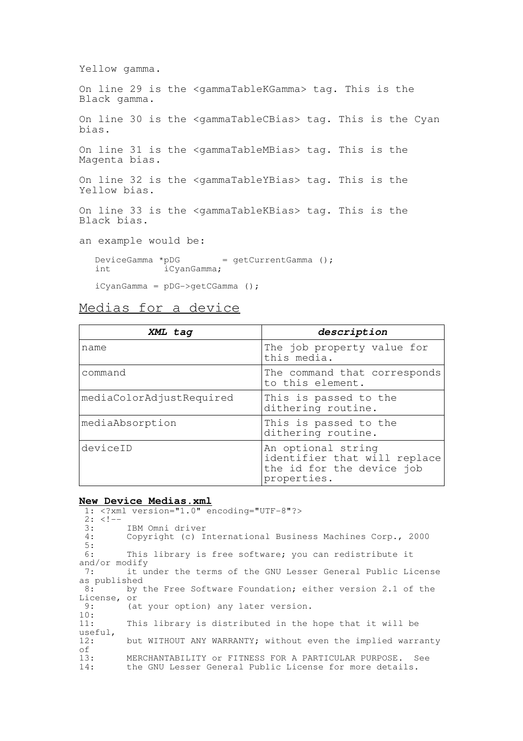Yellow gamma.

On line 29 is the <gammaTableKGamma> tag. This is the Black gamma.

On line 30 is the <gammaTableCBias> tag. This is the Cyan bias.

On line 31 is the <gammaTableMBias> tag. This is the Magenta bias.

On line 32 is the <gammaTableYBias> tag. This is the Yellow bias.

On line 33 is the <gammaTableKBias> tag. This is the Black bias.

an example would be:

```
DeviceGamma *pDG        = getCurrentGamma ();
int          iCyanGamma;

iCyanGamma = pDG->getCGamma ();
```

## Medias for a device

| ***XML tag*** | ***description*** |
|---|---|
| name | The job property value for this media. |
| command | The command that corresponds to this element. |
| mediaColorAdjustRequired | This is passed to the dithering routine. |
| mediaAbsorption | This is passed to the dithering routine. |
| deviceID | An optional string identifier that will replace the id for the device job properties. |

**New Device Medias.xml**

```
 1: <?xml version="1.0" encoding="UTF-8"?>
 2: <!--
 3:      IBM Omni driver
 4:      Copyright (c) International Business Machines Corp., 2000
 5:
 6:      This library is free software; you can redistribute it and/or modify
 7:      it under the terms of the GNU Lesser General Public License as published
 8:      by the Free Software Foundation; either version 2.1 of the License, or
 9:      (at your option) any later version.
10:
11:      This library is distributed in the hope that it will be useful,
12:      but WITHOUT ANY WARRANTY; without even the implied warranty of
13:      MERCHANTABILITY or FITNESS FOR A PARTICULAR PURPOSE.  See
14:      the GNU Lesser General Public License for more details.
```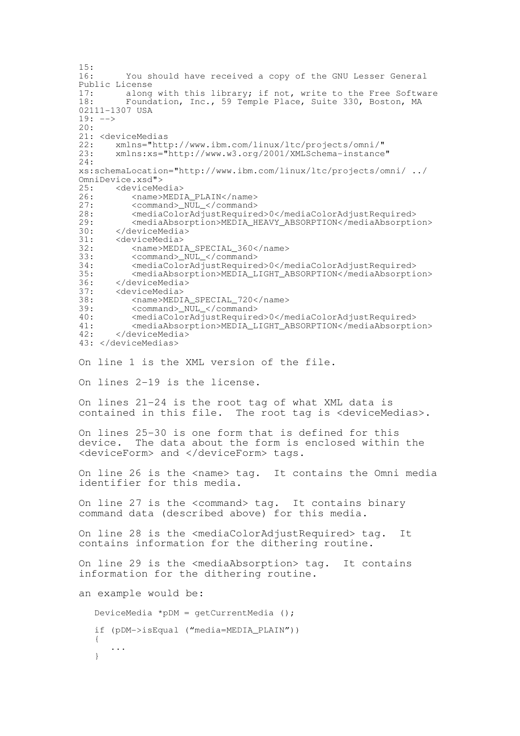```
15:
16:      You should have received a copy of the GNU Lesser General
Public License
17:      along with this library; if not, write to the Free Software
18:      Foundation, Inc., 59 Temple Place, Suite 330, Boston, MA
02111-1307 USA
19: -->
20:
21: <deviceMedias
22:    xmlns="http://www.ibm.com/linux/ltc/projects/omni/"
23:    xmlns:xs="http://www.w3.org/2001/XMLSchema-instance"
24:
xs:schemaLocation="http://www.ibm.com/linux/ltc/projects/omni/ ../
OmniDevice.xsd">
25:    <deviceMedia>
26:       <name>MEDIA_PLAIN</name>
27:       <command>_NUL_</command>
28:       <mediaColorAdjustRequired>0</mediaColorAdjustRequired>
29:       <mediaAbsorption>MEDIA_HEAVY_ABSORPTION</mediaAbsorption>
30:    </deviceMedia>
31:    <deviceMedia>
32:       <name>MEDIA_SPECIAL_360</name>
33:       <command>_NUL_</command>
34:       <mediaColorAdjustRequired>0</mediaColorAdjustRequired>
35:       <mediaAbsorption>MEDIA_LIGHT_ABSORPTION</mediaAbsorption>
36:    </deviceMedia>
37:    <deviceMedia>
38:       <name>MEDIA_SPECIAL_720</name>
39:       <command>_NUL_</command>
40:       <mediaColorAdjustRequired>0</mediaColorAdjustRequired>
41:       <mediaAbsorption>MEDIA_LIGHT_ABSORPTION</mediaAbsorption>
42:    </deviceMedia>
43: </deviceMedias>
```

On line 1 is the XML version of the file.

On lines 2-19 is the license.

On lines 21-24 is the root tag of what XML data is contained in this file. The root tag is <deviceMedias>.

On lines 25-30 is one form that is defined for this device. The data about the form is enclosed within the <deviceForm> and </deviceForm> tags.

On line 26 is the <name> tag. It contains the Omni media identifier for this media.

On line 27 is the <command> tag. It contains binary command data (described above) for this media.

On line 28 is the <mediaColorAdjustRequired> tag. It contains information for the dithering routine.

On line 29 is the <mediaAbsorption> tag. It contains information for the dithering routine.

an example would be:

```
DeviceMedia *pDM = getCurrentMedia ();

if (pDM->isEqual ("media=MEDIA_PLAIN"))
{
   ...
}
```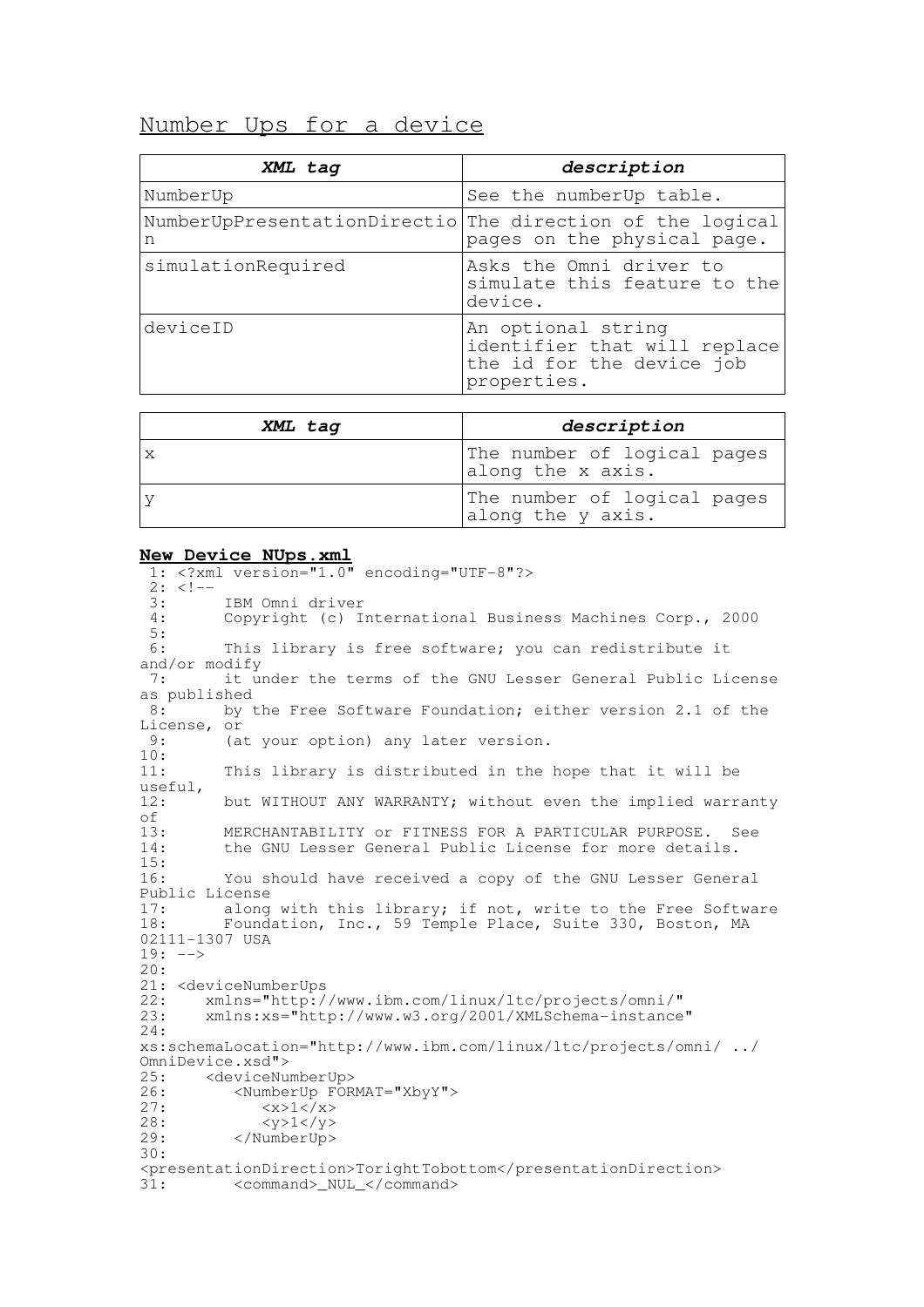## Number Ups for a device

| *XML tag* | *description* |
|---|---|
| NumberUp | See the numberUp table. |
| NumberUpPresentationDirection | The direction of the logical pages on the physical page. |
| simulationRequired | Asks the Omni driver to simulate this feature to the device. |
| deviceID | An optional string identifier that will replace the id for the device job properties. |

| *XML tag* | *description* |
|---|---|
| x | The number of logical pages along the x axis. |
| y | The number of logical pages along the y axis. |

**New Device NUps.xml**

```
 1: <?xml version="1.0" encoding="UTF-8"?>
 2: <!--
 3:      IBM Omni driver
 4:      Copyright (c) International Business Machines Corp., 2000
 5:
 6:      This library is free software; you can redistribute it
and/or modify
 7:      it under the terms of the GNU Lesser General Public License
as published
 8:      by the Free Software Foundation; either version 2.1 of the
License, or
 9:      (at your option) any later version.
10:
11:      This library is distributed in the hope that it will be
useful,
12:      but WITHOUT ANY WARRANTY; without even the implied warranty
of
13:      MERCHANTABILITY or FITNESS FOR A PARTICULAR PURPOSE.  See
14:      the GNU Lesser General Public License for more details.
15:
16:      You should have received a copy of the GNU Lesser General
Public License
17:      along with this library; if not, write to the Free Software
18:      Foundation, Inc., 59 Temple Place, Suite 330, Boston, MA
02111-1307 USA
19: -->
20:
21: <deviceNumberUps
22:    xmlns="http://www.ibm.com/linux/ltc/projects/omni/"
23:    xmlns:xs="http://www.w3.org/2001/XMLSchema-instance"
24:
xs:schemaLocation="http://www.ibm.com/linux/ltc/projects/omni/ ../
OmniDevice.xsd">
25:    <deviceNumberUp>
26:       <NumberUp FORMAT="XbyY">
27:          <x>1</x>
28:          <y>1</y>
29:       </NumberUp>
30:
<presentationDirection>TorightTobottom</presentationDirection>
31:       <command>_NUL_</command>
```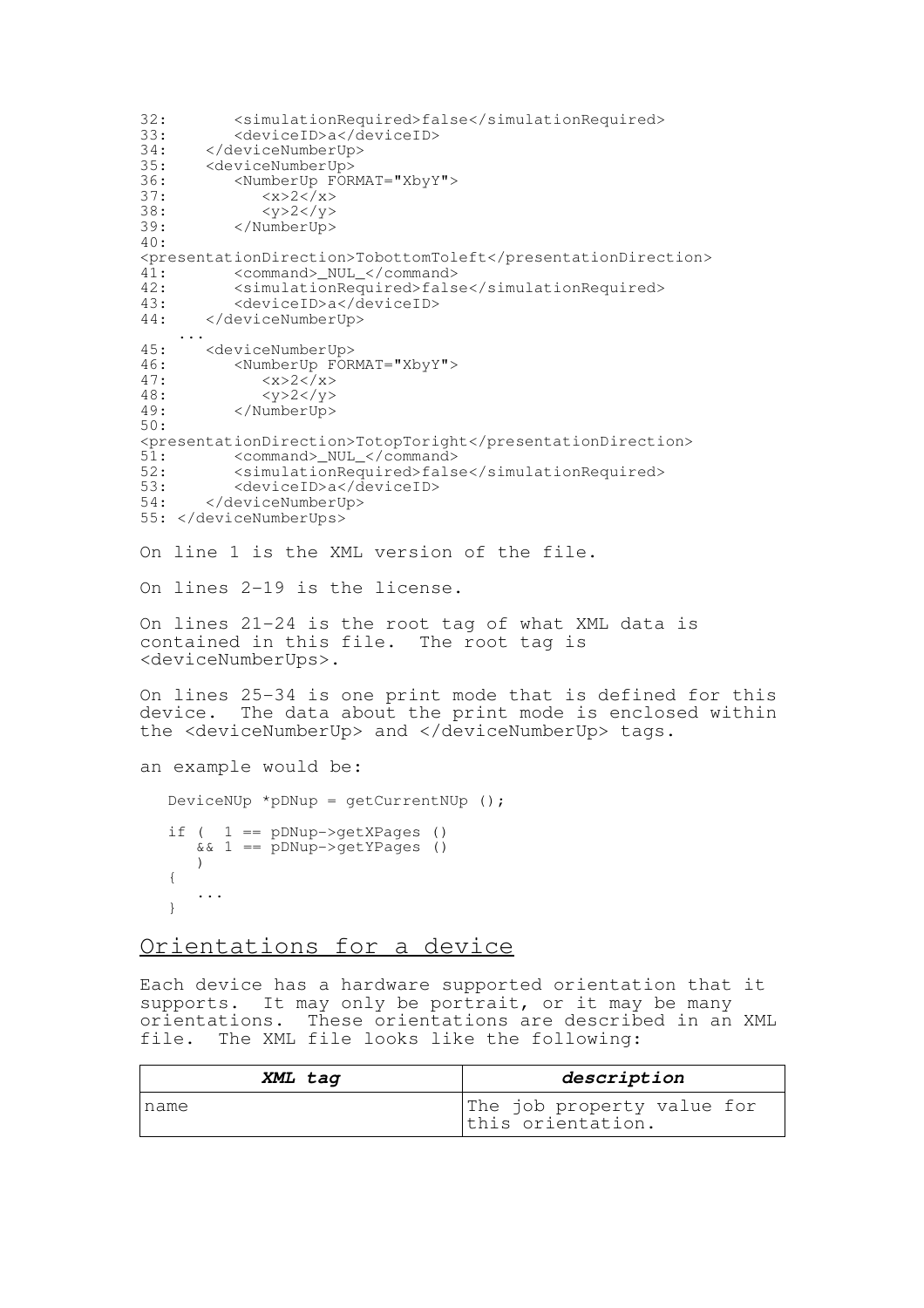```
32:       <simulationRequired>false</simulationRequired>
33:       <deviceID>a</deviceID>
34:    </deviceNumberUp>
35:    <deviceNumberUp>
36:       <NumberUp FORMAT="XbyY">
37:          <x>2</x>
38:          <y>2</y>
39:       </NumberUp>
40:
<presentationDirection>TobottomToleft</presentationDirection>
41:       <command>_NUL_</command>
42:       <simulationRequired>false</simulationRequired>
43:       <deviceID>a</deviceID>
44:    </deviceNumberUp>
   ...
45:    <deviceNumberUp>
46:       <NumberUp FORMAT="XbyY">
47:          <x>2</x>
48:          <y>2</y>
49:       </NumberUp>
50:
<presentationDirection>TotopToright</presentationDirection>
51:       <command>_NUL_</command>
52:       <simulationRequired>false</simulationRequired>
53:       <deviceID>a</deviceID>
54:    </deviceNumberUp>
55: </deviceNumberUps>
```

On line 1 is the XML version of the file.

On lines 2-19 is the license.

On lines 21-24 is the root tag of what XML data is contained in this file. The root tag is <deviceNumberUps>.

On lines 25-34 is one print mode that is defined for this device. The data about the print mode is enclosed within the <deviceNumberUp> and </deviceNumberUp> tags.

an example would be:

```
DeviceNUp *pDNup = getCurrentNUp ();

if (  1 == pDNup->getXPages ()
   && 1 == pDNup->getYPages ()
   )
{
   ...
}
```

## Orientations for a device

Each device has a hardware supported orientation that it supports. It may only be portrait, or it may be many orientations. These orientations are described in an XML file. The XML file looks like the following:

| ***XML tag*** | ***description*** |
| --- | --- |
| name | The job property value for this orientation. |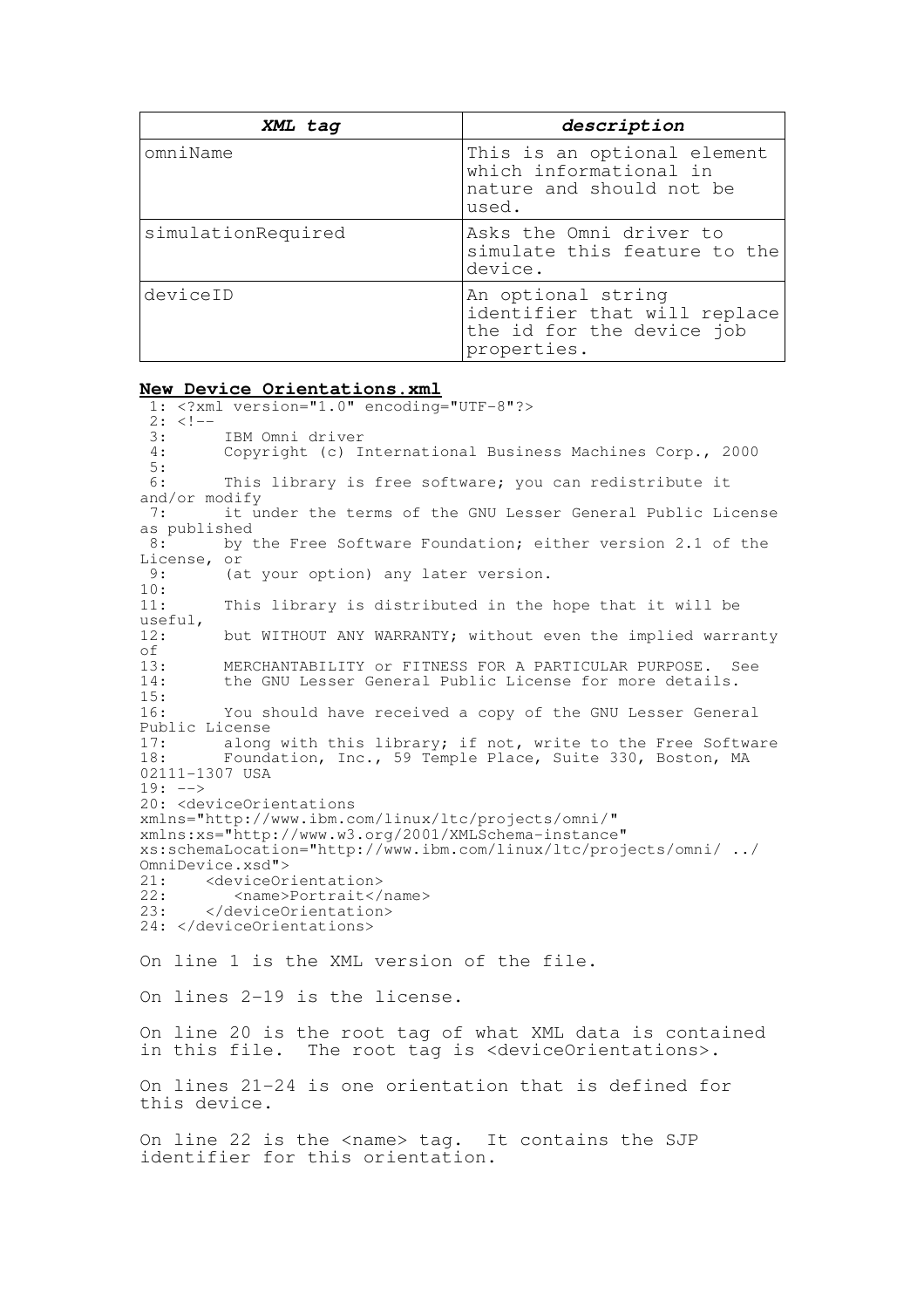| ***XML tag*** | ***description*** |
|---|---|
| omniName | This is an optional element which informational in nature and should not be used. |
| simulationRequired | Asks the Omni driver to simulate this feature to the device. |
| deviceID | An optional string identifier that will replace the id for the device job properties. |

**New Device Orientations.xml**

```
 1: <?xml version="1.0" encoding="UTF-8"?>
 2: <!--
 3:      IBM Omni driver
 4:      Copyright (c) International Business Machines Corp., 2000
 5:
 6:      This library is free software; you can redistribute it
and/or modify
 7:      it under the terms of the GNU Lesser General Public License
as published
 8:      by the Free Software Foundation; either version 2.1 of the
License, or
 9:      (at your option) any later version.
10:
11:      This library is distributed in the hope that it will be
useful,
12:      but WITHOUT ANY WARRANTY; without even the implied warranty
of
13:      MERCHANTABILITY or FITNESS FOR A PARTICULAR PURPOSE.  See
14:      the GNU Lesser General Public License for more details.
15:
16:      You should have received a copy of the GNU Lesser General
Public License
17:      along with this library; if not, write to the Free Software
18:      Foundation, Inc., 59 Temple Place, Suite 330, Boston, MA
02111-1307 USA
19: -->
20: <deviceOrientations
xmlns="http://www.ibm.com/linux/ltc/projects/omni/"
xmlns:xs="http://www.w3.org/2001/XMLSchema-instance"
xs:schemaLocation="http://www.ibm.com/linux/ltc/projects/omni/ ../
OmniDevice.xsd">
21:    <deviceOrientation>
22:       <name>Portrait</name>
23:    </deviceOrientation>
24: </deviceOrientations>
```

On line 1 is the XML version of the file.

On lines 2-19 is the license.

On line 20 is the root tag of what XML data is contained in this file. The root tag is <deviceOrientations>.

On lines 21-24 is one orientation that is defined for this device.

On line 22 is the <name> tag. It contains the SJP identifier for this orientation.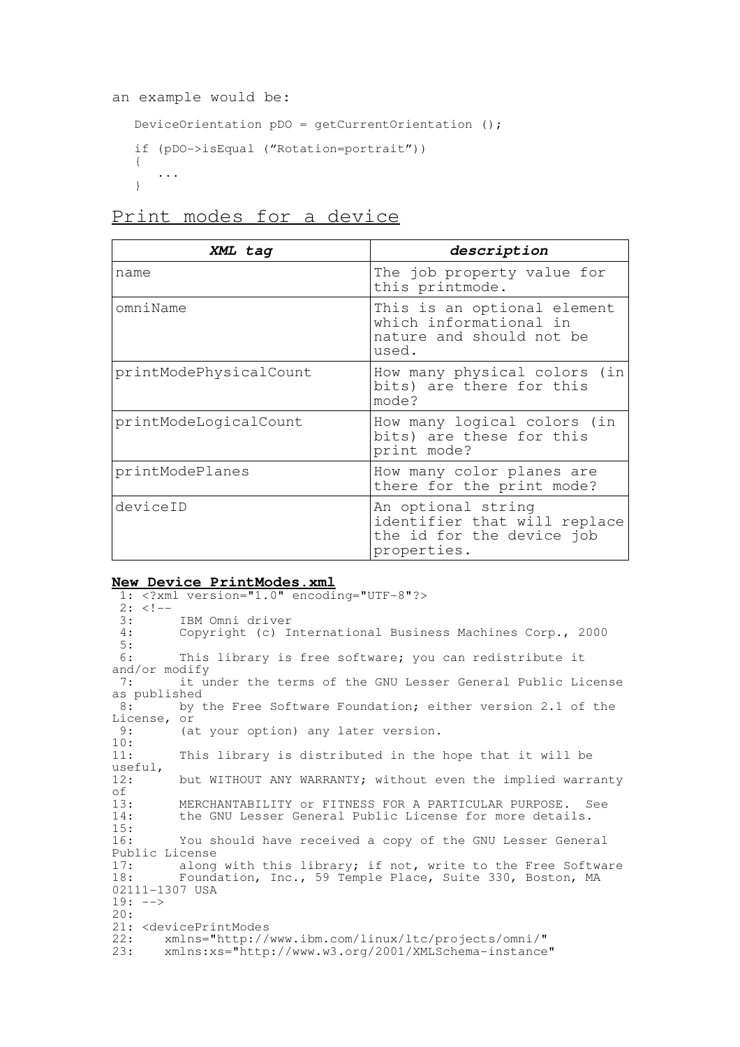an example would be:

```
DeviceOrientation pDO = getCurrentOrientation ();

if (pDO->isEqual (“Rotation=portrait”))
{
   ...
}
```

## Print modes for a device

| ***XML tag*** | ***description*** |
|---|---|
| name | The job property value for this printmode. |
| omniName | This is an optional element which informational in nature and should not be used. |
| printModePhysicalCount | How many physical colors (in bits) are there for this mode? |
| printModeLogicalCount | How many logical colors (in bits) are these for this print mode? |
| printModePlanes | How many color planes are there for the print mode? |
| deviceID | An optional string identifier that will replace the id for the device job properties. |

**New Device PrintModes.xml**

```
 1: <?xml version="1.0" encoding="UTF-8"?>
 2: <!--
 3:      IBM Omni driver
 4:      Copyright (c) International Business Machines Corp., 2000
 5:
 6:      This library is free software; you can redistribute it
and/or modify
 7:      it under the terms of the GNU Lesser General Public License
as published
 8:      by the Free Software Foundation; either version 2.1 of the
License, or
 9:      (at your option) any later version.
10:
11:      This library is distributed in the hope that it will be
useful,
12:      but WITHOUT ANY WARRANTY; without even the implied warranty
of
13:      MERCHANTABILITY or FITNESS FOR A PARTICULAR PURPOSE.  See
14:      the GNU Lesser General Public License for more details.
15:
16:      You should have received a copy of the GNU Lesser General
Public License
17:      along with this library; if not, write to the Free Software
18:      Foundation, Inc., 59 Temple Place, Suite 330, Boston, MA
02111-1307 USA
19: -->
20:
21: <devicePrintModes
22:    xmlns="http://www.ibm.com/linux/ltc/projects/omni/"
23:    xmlns:xs="http://www.w3.org/2001/XMLSchema-instance"
```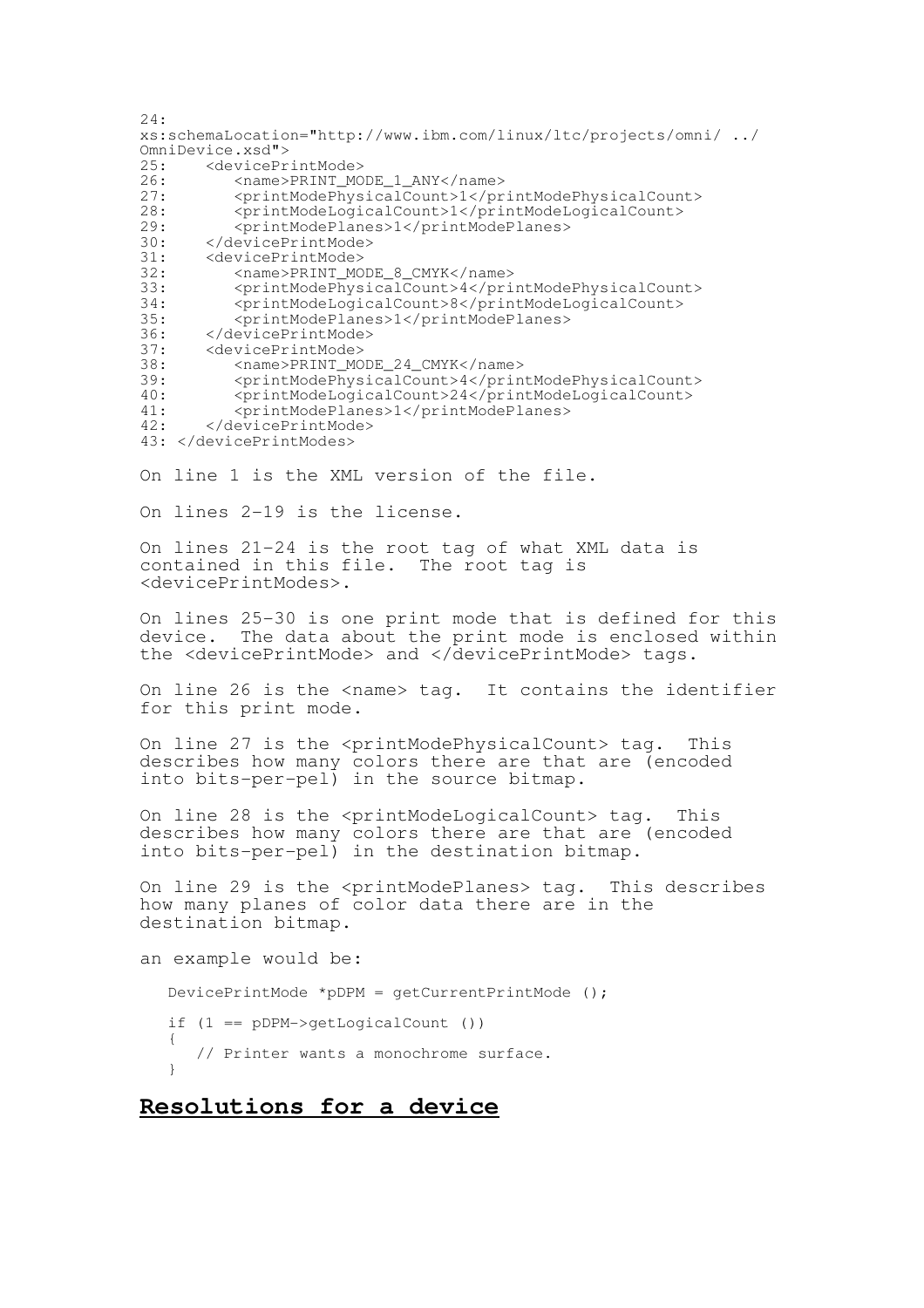```
24:
xs:schemaLocation="http://www.ibm.com/linux/ltc/projects/omni/ ../
OmniDevice.xsd">
25:    <devicePrintMode>
26:       <name>PRINT_MODE_1_ANY</name>
27:       <printModePhysicalCount>1</printModePhysicalCount>
28:       <printModeLogicalCount>1</printModeLogicalCount>
29:       <printModePlanes>1</printModePlanes>
30:    </devicePrintMode>
31:    <devicePrintMode>
32:       <name>PRINT_MODE_8_CMYK</name>
33:       <printModePhysicalCount>4</printModePhysicalCount>
34:       <printModeLogicalCount>8</printModeLogicalCount>
35:       <printModePlanes>1</printModePlanes>
36:    </devicePrintMode>
37:    <devicePrintMode>
38:       <name>PRINT_MODE_24_CMYK</name>
39:       <printModePhysicalCount>4</printModePhysicalCount>
40:       <printModeLogicalCount>24</printModeLogicalCount>
41:       <printModePlanes>1</printModePlanes>
42:    </devicePrintMode>
43: </devicePrintModes>
```

On line 1 is the XML version of the file.

On lines 2-19 is the license.

On lines 21-24 is the root tag of what XML data is contained in this file. The root tag is <devicePrintModes>.

On lines 25-30 is one print mode that is defined for this device. The data about the print mode is enclosed within the <devicePrintMode> and </devicePrintMode> tags.

On line 26 is the <name> tag. It contains the identifier for this print mode.

On line 27 is the <printModePhysicalCount> tag. This describes how many colors there are that are (encoded into bits-per-pel) in the source bitmap.

On line 28 is the <printModeLogicalCount> tag. This describes how many colors there are that are (encoded into bits-per-pel) in the destination bitmap.

On line 29 is the <printModePlanes> tag. This describes how many planes of color data there are in the destination bitmap.

an example would be:

```
DevicePrintMode *pDPM = getCurrentPrintMode ();

if (1 == pDPM->getLogicalCount ())
{
   // Printer wants a monochrome surface.
}
```

## Resolutions for a device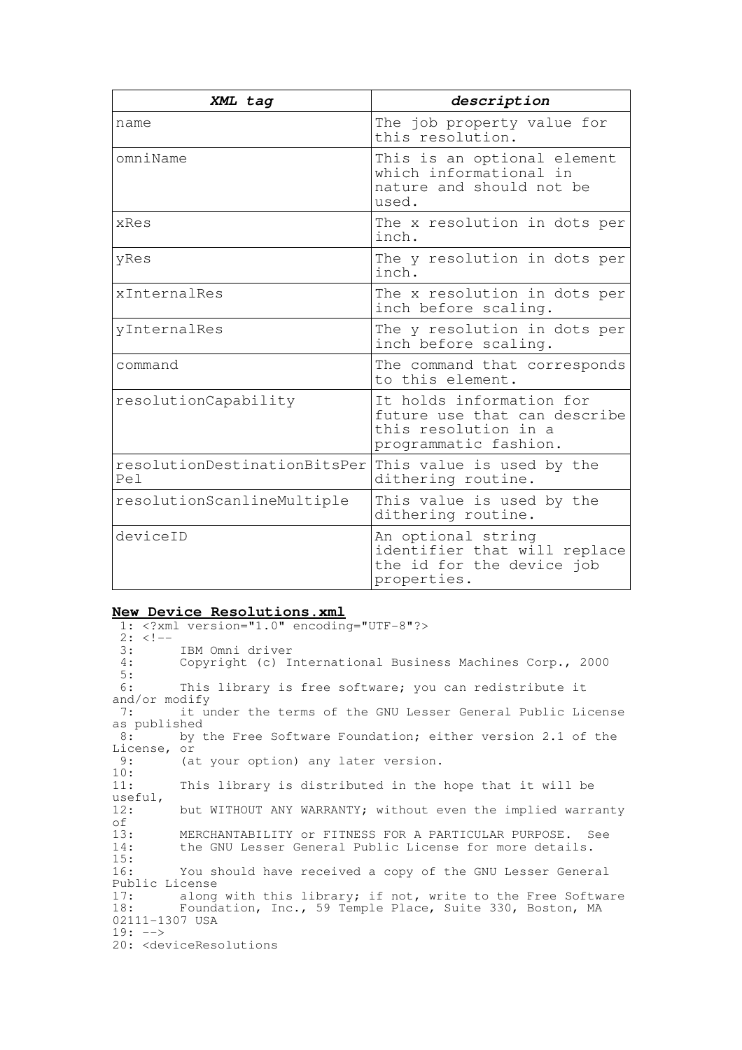| *XML tag* | *description* |
| --- | --- |
| name | The job property value for this resolution. |
| omniName | This is an optional element which informational in nature and should not be used. |
| xRes | The x resolution in dots per inch. |
| yRes | The y resolution in dots per inch. |
| xInternalRes | The x resolution in dots per inch before scaling. |
| yInternalRes | The y resolution in dots per inch before scaling. |
| command | The command that corresponds to this element. |
| resolutionCapability | It holds information for future use that can describe this resolution in a programmatic fashion. |
| resolutionDestinationBitsPerPel | This value is used by the dithering routine. |
| resolutionScanlineMultiple | This value is used by the dithering routine. |
| deviceID | An optional string identifier that will replace the id for the device job properties. |

**New Device Resolutions.xml**

```
 1: <?xml version="1.0" encoding="UTF-8"?>
 2: <!--
 3:      IBM Omni driver
 4:      Copyright (c) International Business Machines Corp., 2000
 5:
 6:      This library is free software; you can redistribute it and/or modify
 7:      it under the terms of the GNU Lesser General Public License as published
 8:      by the Free Software Foundation; either version 2.1 of the License, or
 9:      (at your option) any later version.
10:
11:      This library is distributed in the hope that it will be useful,
12:      but WITHOUT ANY WARRANTY; without even the implied warranty of
13:      MERCHANTABILITY or FITNESS FOR A PARTICULAR PURPOSE.  See
14:      the GNU Lesser General Public License for more details.
15:
16:      You should have received a copy of the GNU Lesser General Public License
17:      along with this library; if not, write to the Free Software
18:      Foundation, Inc., 59 Temple Place, Suite 330, Boston, MA 02111-1307 USA
19: -->
20: <deviceResolutions
```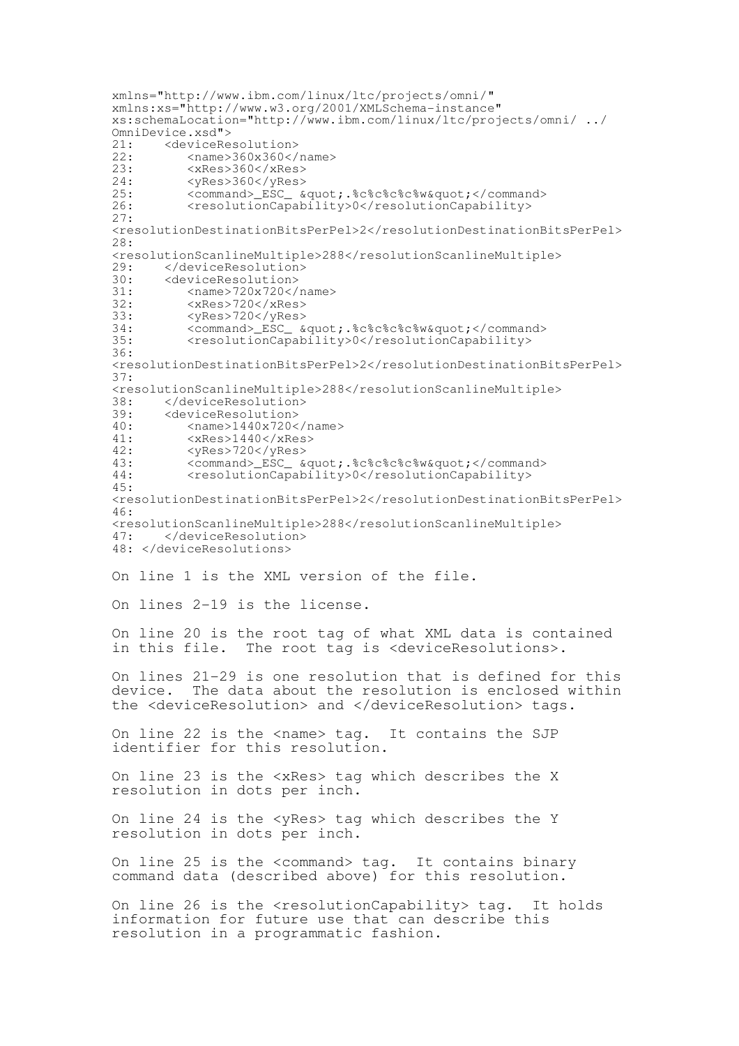```
xmlns="http://www.ibm.com/linux/ltc/projects/omni/"
xmlns:xs="http://www.w3.org/2001/XMLSchema-instance"
xs:schemaLocation="http://www.ibm.com/linux/ltc/projects/omni/ ../
OmniDevice.xsd">
21:    <deviceResolution>
22:       <name>360x360</name>
23:       <xRes>360</xRes>
24:       <yRes>360</yRes>
25:       <command>_ESC_ &quot;.%c%c%c%c%w&quot;</command>
26:       <resolutionCapability>0</resolutionCapability>
27:
<resolutionDestinationBitsPerPel>2</resolutionDestinationBitsPerPel>
28:
<resolutionScanlineMultiple>288</resolutionScanlineMultiple>
29:    </deviceResolution>
30:    <deviceResolution>
31:       <name>720x720</name>
32:       <xRes>720</xRes>
33:       <yRes>720</yRes>
34:       <command>_ESC_ &quot;.%c%c%c%c%w&quot;</command>
35:       <resolutionCapability>0</resolutionCapability>
36:
<resolutionDestinationBitsPerPel>2</resolutionDestinationBitsPerPel>
37:
<resolutionScanlineMultiple>288</resolutionScanlineMultiple>
38:    </deviceResolution>
39:    <deviceResolution>
40:       <name>1440x720</name>
41:       <xRes>1440</xRes>
42:       <yRes>720</yRes>
43:       <command>_ESC_ &quot;.%c%c%c%c%w&quot;</command>
44:       <resolutionCapability>0</resolutionCapability>
45:
<resolutionDestinationBitsPerPel>2</resolutionDestinationBitsPerPel>
46:
<resolutionScanlineMultiple>288</resolutionScanlineMultiple>
47:    </deviceResolution>
48: </deviceResolutions>
```

On line 1 is the XML version of the file.

On lines 2-19 is the license.

On line 20 is the root tag of what XML data is contained in this file. The root tag is <deviceResolutions>.

On lines 21-29 is one resolution that is defined for this device. The data about the resolution is enclosed within the <deviceResolution> and </deviceResolution> tags.

On line 22 is the <name> tag. It contains the SJP identifier for this resolution.

On line 23 is the <xRes> tag which describes the X resolution in dots per inch.

On line 24 is the <yRes> tag which describes the Y resolution in dots per inch.

On line 25 is the <command> tag. It contains binary command data (described above) for this resolution.

On line 26 is the <resolutionCapability> tag. It holds information for future use that can describe this resolution in a programmatic fashion.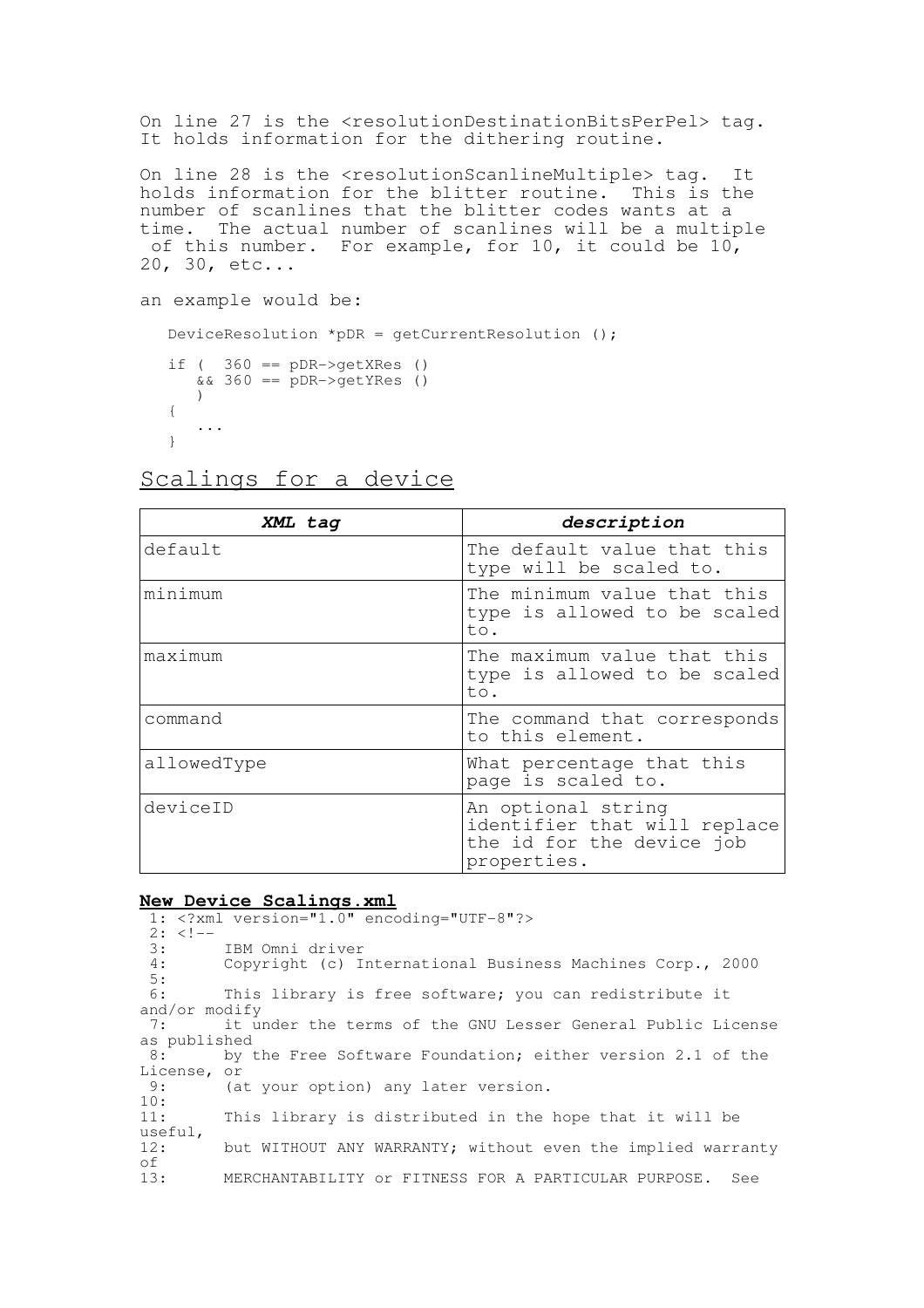On line 27 is the <resolutionDestinationBitsPerPel> tag. It holds information for the dithering routine.

On line 28 is the <resolutionScanlineMultiple> tag. It holds information for the blitter routine. This is the number of scanlines that the blitter codes wants at a time. The actual number of scanlines will be a multiple of this number. For example, for 10, it could be 10, 20, 30, etc...

an example would be:

```
DeviceResolution *pDR = getCurrentResolution ();

if (  360 == pDR->getXRes ()
   && 360 == pDR->getYRes ()
   )
{
   ...
}
```

## Scalings for a device

| ***XML tag*** | ***description*** |
|---|---|
| default | The default value that this type will be scaled to. |
| minimum | The minimum value that this type is allowed to be scaled to. |
| maximum | The maximum value that this type is allowed to be scaled to. |
| command | The command that corresponds to this element. |
| allowedType | What percentage that this page is scaled to. |
| deviceID | An optional string identifier that will replace the id for the device job properties. |

**New Device Scalings.xml**

```
 1: <?xml version="1.0" encoding="UTF-8"?>
 2: <!--
 3:      IBM Omni driver
 4:      Copyright (c) International Business Machines Corp., 2000
 5:
 6:      This library is free software; you can redistribute it
and/or modify
 7:      it under the terms of the GNU Lesser General Public License
as published
 8:      by the Free Software Foundation; either version 2.1 of the
License, or
 9:      (at your option) any later version.
10:
11:      This library is distributed in the hope that it will be
useful,
12:      but WITHOUT ANY WARRANTY; without even the implied warranty
of
13:      MERCHANTABILITY or FITNESS FOR A PARTICULAR PURPOSE.  See
```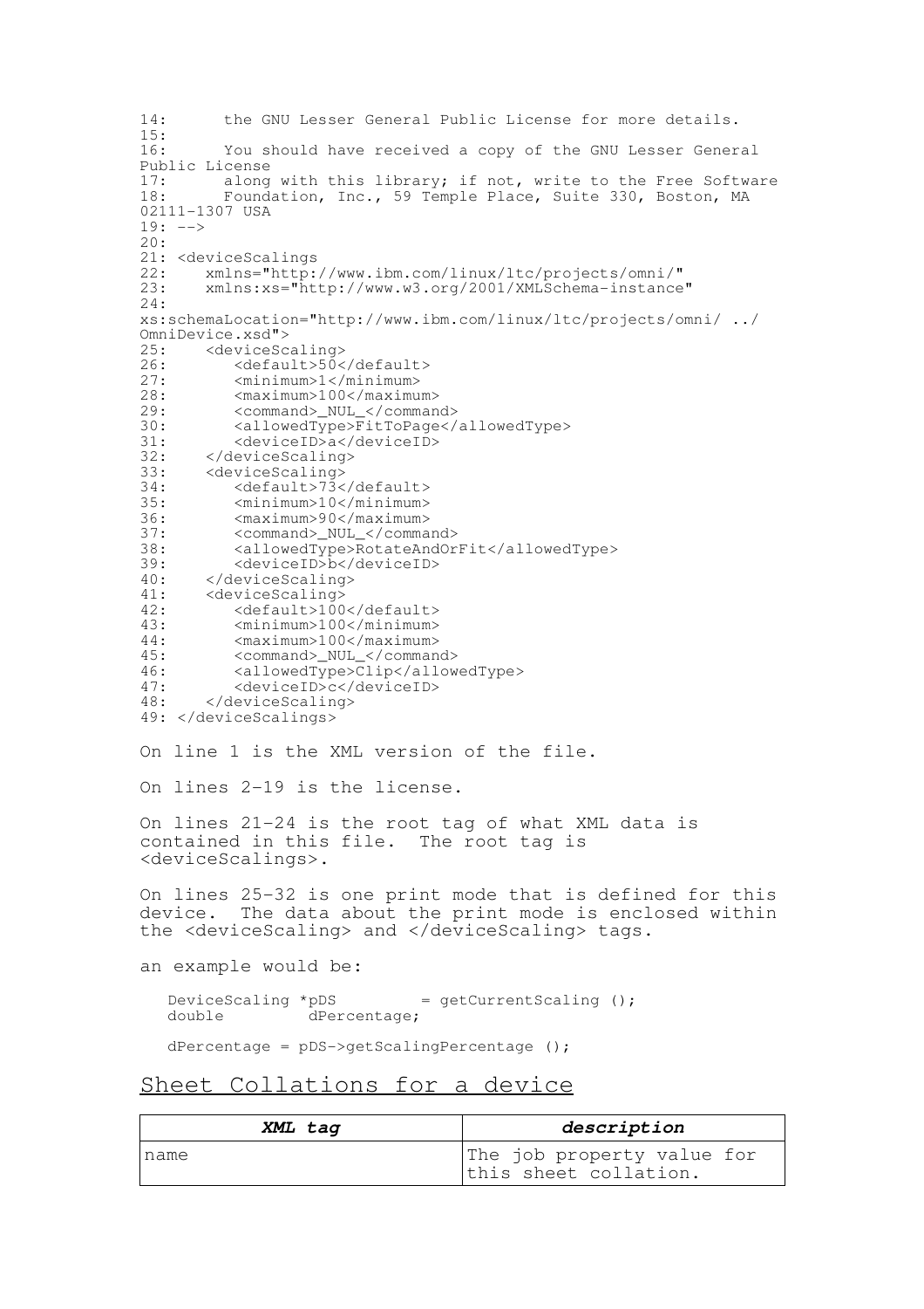```
14:      the GNU Lesser General Public License for more details.
15:
16:      You should have received a copy of the GNU Lesser General
Public License
17:      along with this library; if not, write to the Free Software
18:      Foundation, Inc., 59 Temple Place, Suite 330, Boston, MA
02111-1307 USA
19: -->
20:
21: <deviceScalings
22:    xmlns="http://www.ibm.com/linux/ltc/projects/omni/"
23:    xmlns:xs="http://www.w3.org/2001/XMLSchema-instance"
24:
xs:schemaLocation="http://www.ibm.com/linux/ltc/projects/omni/ ../
OmniDevice.xsd">
25:    <deviceScaling>
26:       <default>50</default>
27:       <minimum>1</minimum>
28:       <maximum>100</maximum>
29:       <command>_NUL_</command>
30:       <allowedType>FitToPage</allowedType>
31:       <deviceID>a</deviceID>
32:    </deviceScaling>
33:    <deviceScaling>
34:       <default>73</default>
35:       <minimum>10</minimum>
36:       <maximum>90</maximum>
37:       <command>_NUL_</command>
38:       <allowedType>RotateAndOrFit</allowedType>
39:       <deviceID>b</deviceID>
40:    </deviceScaling>
41:    <deviceScaling>
42:       <default>100</default>
43:       <minimum>100</minimum>
44:       <maximum>100</maximum>
45:       <command>_NUL_</command>
46:       <allowedType>Clip</allowedType>
47:       <deviceID>c</deviceID>
48:    </deviceScaling>
49: </deviceScalings>
```

On line 1 is the XML version of the file.

On lines 2-19 is the license.

On lines 21-24 is the root tag of what XML data is contained in this file. The root tag is <deviceScalings>.

On lines 25-32 is one print mode that is defined for this device. The data about the print mode is enclosed within the <deviceScaling> and </deviceScaling> tags.

an example would be:

```
DeviceScaling *pDS        = getCurrentScaling ();
double         dPercentage;

dPercentage = pDS->getScalingPercentage ();
```

## Sheet Collations for a device

| *XML tag* | *description* |
|---|---|
| name | The job property value for this sheet collation. |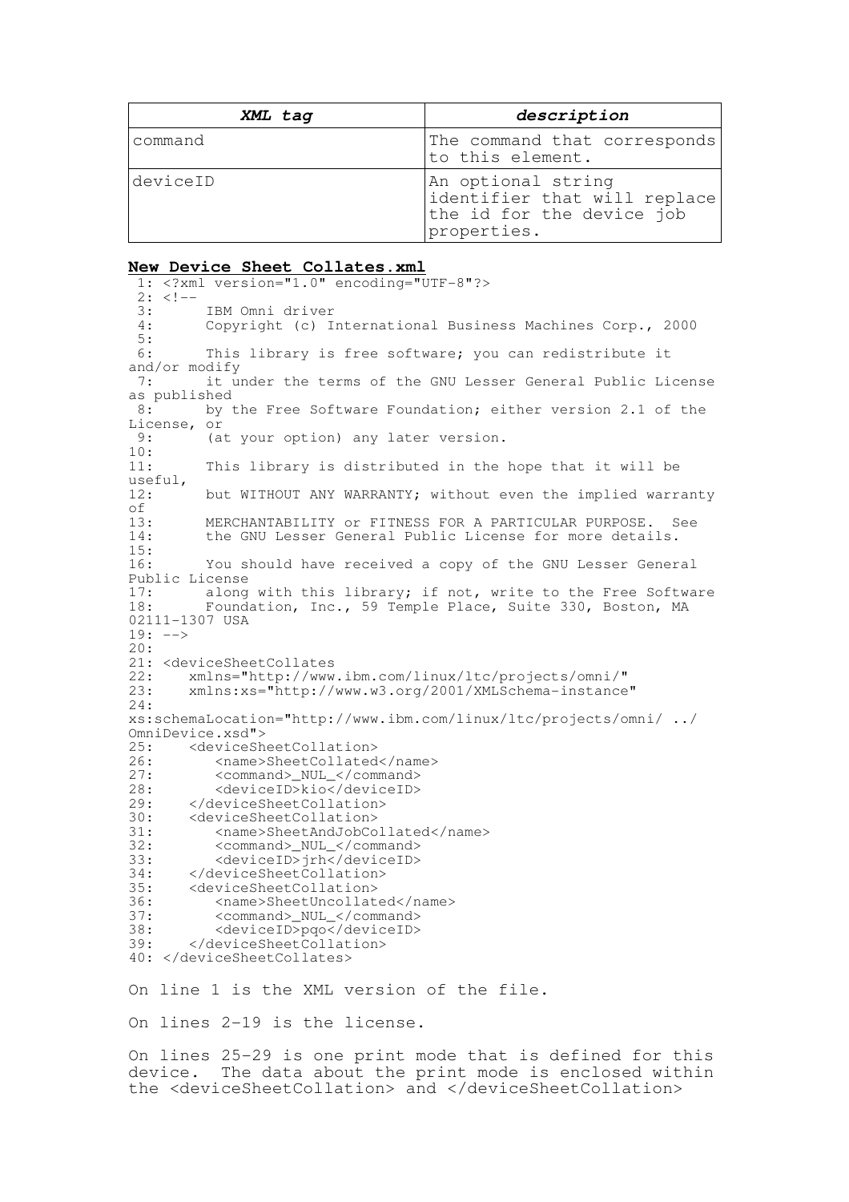| *XML tag* | *description* |
|---|---|
| command | The command that corresponds to this element. |
| deviceID | An optional string identifier that will replace the id for the device job properties. |

**New Device Sheet Collates.xml**

```
 1: <?xml version="1.0" encoding="UTF-8"?>
 2: <!--
 3:      IBM Omni driver
 4:      Copyright (c) International Business Machines Corp., 2000
 5:
 6:      This library is free software; you can redistribute it
and/or modify
 7:      it under the terms of the GNU Lesser General Public License
as published
 8:      by the Free Software Foundation; either version 2.1 of the
License, or
 9:      (at your option) any later version.
10:
11:      This library is distributed in the hope that it will be
useful,
12:      but WITHOUT ANY WARRANTY; without even the implied warranty
of
13:      MERCHANTABILITY or FITNESS FOR A PARTICULAR PURPOSE.  See
14:      the GNU Lesser General Public License for more details.
15:
16:      You should have received a copy of the GNU Lesser General
Public License
17:      along with this library; if not, write to the Free Software
18:      Foundation, Inc., 59 Temple Place, Suite 330, Boston, MA
02111-1307 USA
19: -->
20:
21: <deviceSheetCollates
22:    xmlns="http://www.ibm.com/linux/ltc/projects/omni/"
23:    xmlns:xs="http://www.w3.org/2001/XMLSchema-instance"
24:
xs:schemaLocation="http://www.ibm.com/linux/ltc/projects/omni/ ../
OmniDevice.xsd">
25:    <deviceSheetCollation>
26:       <name>SheetCollated</name>
27:       <command>_NUL_</command>
28:       <deviceID>kio</deviceID>
29:    </deviceSheetCollation>
30:    <deviceSheetCollation>
31:       <name>SheetAndJobCollated</name>
32:       <command>_NUL_</command>
33:       <deviceID>jrh</deviceID>
34:    </deviceSheetCollation>
35:    <deviceSheetCollation>
36:       <name>SheetUncollated</name>
37:       <command>_NUL_</command>
38:       <deviceID>pqo</deviceID>
39:    </deviceSheetCollation>
40: </deviceSheetCollates>
```

On line 1 is the XML version of the file.

On lines 2-19 is the license.

On lines 25-29 is one print mode that is defined for this device. The data about the print mode is enclosed within the <deviceSheetCollation> and </deviceSheetCollation>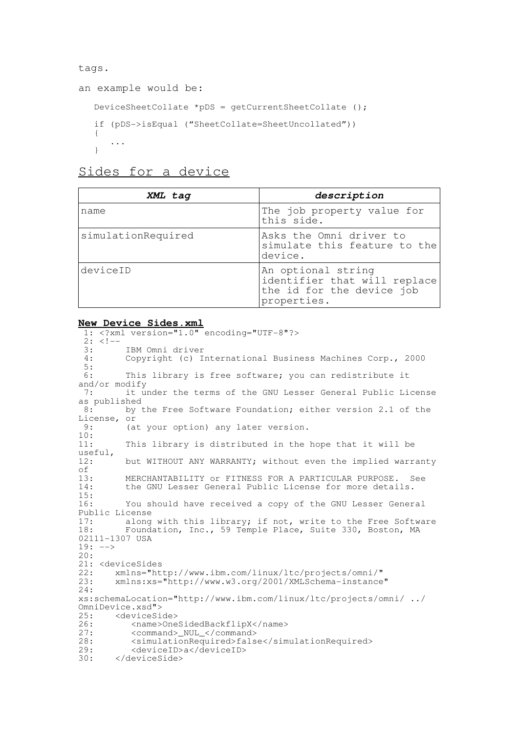tags.

an example would be:

```
DeviceSheetCollate *pDS = getCurrentSheetCollate ();

if (pDS->isEqual (”SheetCollate=SheetUncollated”))
{
   ...
}
```

## Sides for a device

| ***XML tag*** | ***description*** |
|---|---|
| name | The job property value for this side. |
| simulationRequired | Asks the Omni driver to simulate this feature to the device. |
| deviceID | An optional string identifier that will replace the id for the device job properties. |

**New Device Sides.xml**

```
 1: <?xml version="1.0" encoding="UTF-8"?>
 2: <!--
 3:      IBM Omni driver
 4:      Copyright (c) International Business Machines Corp., 2000
 5:
 6:      This library is free software; you can redistribute it and/or modify
 7:      it under the terms of the GNU Lesser General Public License as published
 8:      by the Free Software Foundation; either version 2.1 of the License, or
 9:      (at your option) any later version.
10:
11:      This library is distributed in the hope that it will be useful,
12:      but WITHOUT ANY WARRANTY; without even the implied warranty of
13:      MERCHANTABILITY or FITNESS FOR A PARTICULAR PURPOSE.  See
14:      the GNU Lesser General Public License for more details.
15:
16:      You should have received a copy of the GNU Lesser General Public License
17:      along with this library; if not, write to the Free Software
18:      Foundation, Inc., 59 Temple Place, Suite 330, Boston, MA 02111-1307 USA
19: -->
20:
21: <deviceSides
22:    xmlns="http://www.ibm.com/linux/ltc/projects/omni/"
23:    xmlns:xs="http://www.w3.org/2001/XMLSchema-instance"
24: xs:schemaLocation="http://www.ibm.com/linux/ltc/projects/omni/ ../OmniDevice.xsd">
25:    <deviceSide>
26:       <name>OneSidedBackflipX</name>
27:       <command>_NUL_</command>
28:       <simulationRequired>false</simulationRequired>
29:       <deviceID>a</deviceID>
30:    </deviceSide>
```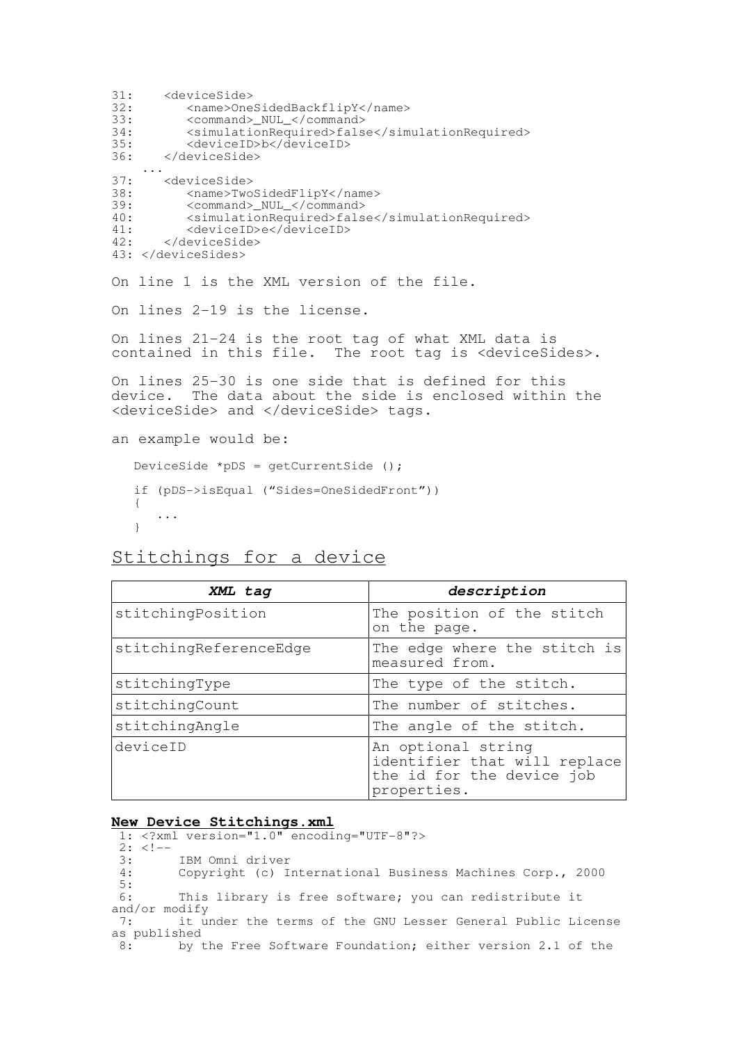```
31:    <deviceSide>
32:       <name>OneSidedBackflipY</name>
33:       <command>_NUL_</command>
34:       <simulationRequired>false</simulationRequired>
35:       <deviceID>b</deviceID>
36:    </deviceSide>
   ...
37:    <deviceSide>
38:       <name>TwoSidedFlipY</name>
39:       <command>_NUL_</command>
40:       <simulationRequired>false</simulationRequired>
41:       <deviceID>e</deviceID>
42:    </deviceSide>
43: </deviceSides>
```

On line 1 is the XML version of the file.

On lines 2-19 is the license.

On lines 21-24 is the root tag of what XML data is contained in this file. The root tag is <deviceSides>.

On lines 25-30 is one side that is defined for this device. The data about the side is enclosed within the <deviceSide> and </deviceSide> tags.

an example would be:

```
DeviceSide *pDS = getCurrentSide ();

if (pDS->isEqual ("Sides=OneSidedFront"))
{
   ...
}
```

## Stitchings for a device

| ***XML tag*** | ***description*** |
|---|---|
| stitchingPosition | The position of the stitch on the page. |
| stitchingReferenceEdge | The edge where the stitch is measured from. |
| stitchingType | The type of the stitch. |
| stitchingCount | The number of stitches. |
| stitchingAngle | The angle of the stitch. |
| deviceID | An optional string identifier that will replace the id for the device job properties. |

**New Device Stitchings.xml**

```
 1: <?xml version="1.0" encoding="UTF-8"?>
 2: <!--
 3:      IBM Omni driver
 4:      Copyright (c) International Business Machines Corp., 2000
 5:
 6:      This library is free software; you can redistribute it
and/or modify
 7:      it under the terms of the GNU Lesser General Public License
as published
 8:      by the Free Software Foundation; either version 2.1 of the
```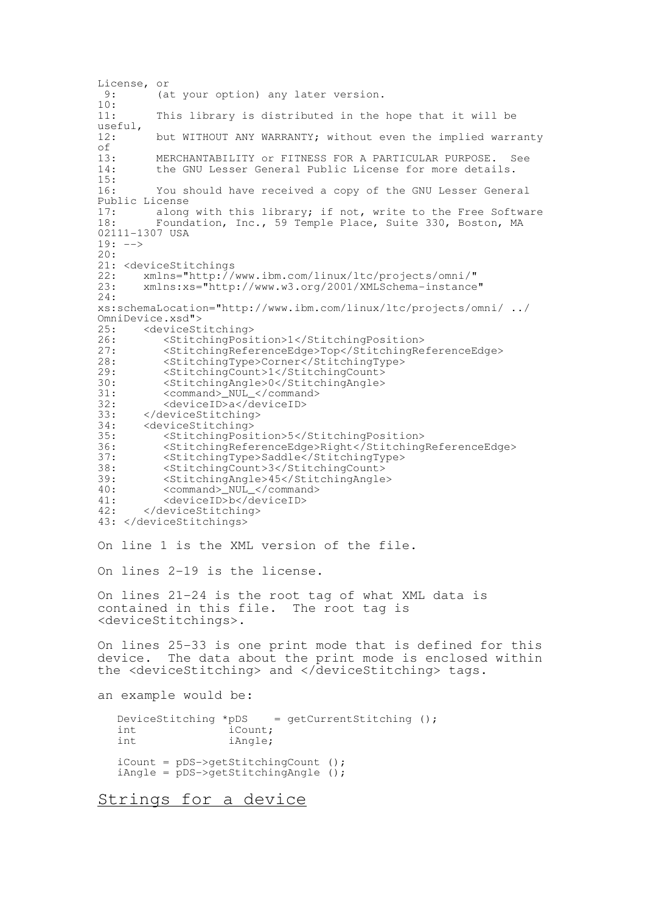```
License, or
 9:      (at your option) any later version.
10:
11:      This library is distributed in the hope that it will be
useful,
12:      but WITHOUT ANY WARRANTY; without even the implied warranty
of
13:      MERCHANTABILITY or FITNESS FOR A PARTICULAR PURPOSE.  See
14:      the GNU Lesser General Public License for more details.
15:
16:      You should have received a copy of the GNU Lesser General
Public License
17:      along with this library; if not, write to the Free Software
18:      Foundation, Inc., 59 Temple Place, Suite 330, Boston, MA
02111-1307 USA
19: -->
20:
21: <deviceStitchings
22:    xmlns="http://www.ibm.com/linux/ltc/projects/omni/"
23:    xmlns:xs="http://www.w3.org/2001/XMLSchema-instance"
24:
xs:schemaLocation="http://www.ibm.com/linux/ltc/projects/omni/ ../
OmniDevice.xsd">
25:    <deviceStitching>
26:       <StitchingPosition>1</StitchingPosition>
27:       <StitchingReferenceEdge>Top</StitchingReferenceEdge>
28:       <StitchingType>Corner</StitchingType>
29:       <StitchingCount>1</StitchingCount>
30:       <StitchingAngle>0</StitchingAngle>
31:       <command>_NUL_</command>
32:       <deviceID>a</deviceID>
33:    </deviceStitching>
34:    <deviceStitching>
35:       <StitchingPosition>5</StitchingPosition>
36:       <StitchingReferenceEdge>Right</StitchingReferenceEdge>
37:       <StitchingType>Saddle</StitchingType>
38:       <StitchingCount>3</StitchingCount>
39:       <StitchingAngle>45</StitchingAngle>
40:       <command>_NUL_</command>
41:       <deviceID>b</deviceID>
42:    </deviceStitching>
43: </deviceStitchings>
```

On line 1 is the XML version of the file.

On lines 2-19 is the license.

On lines 21-24 is the root tag of what XML data is contained in this file. The root tag is <deviceStitchings>.

On lines 25-33 is one print mode that is defined for this device. The data about the print mode is enclosed within the <deviceStitching> and </deviceStitching> tags.

an example would be:

```
DeviceStitching *pDS    = getCurrentStitching ();
int              iCount;
int              iAngle;

iCount = pDS->getStitchingCount ();
iAngle = pDS->getStitchingAngle ();
```

## Strings for a device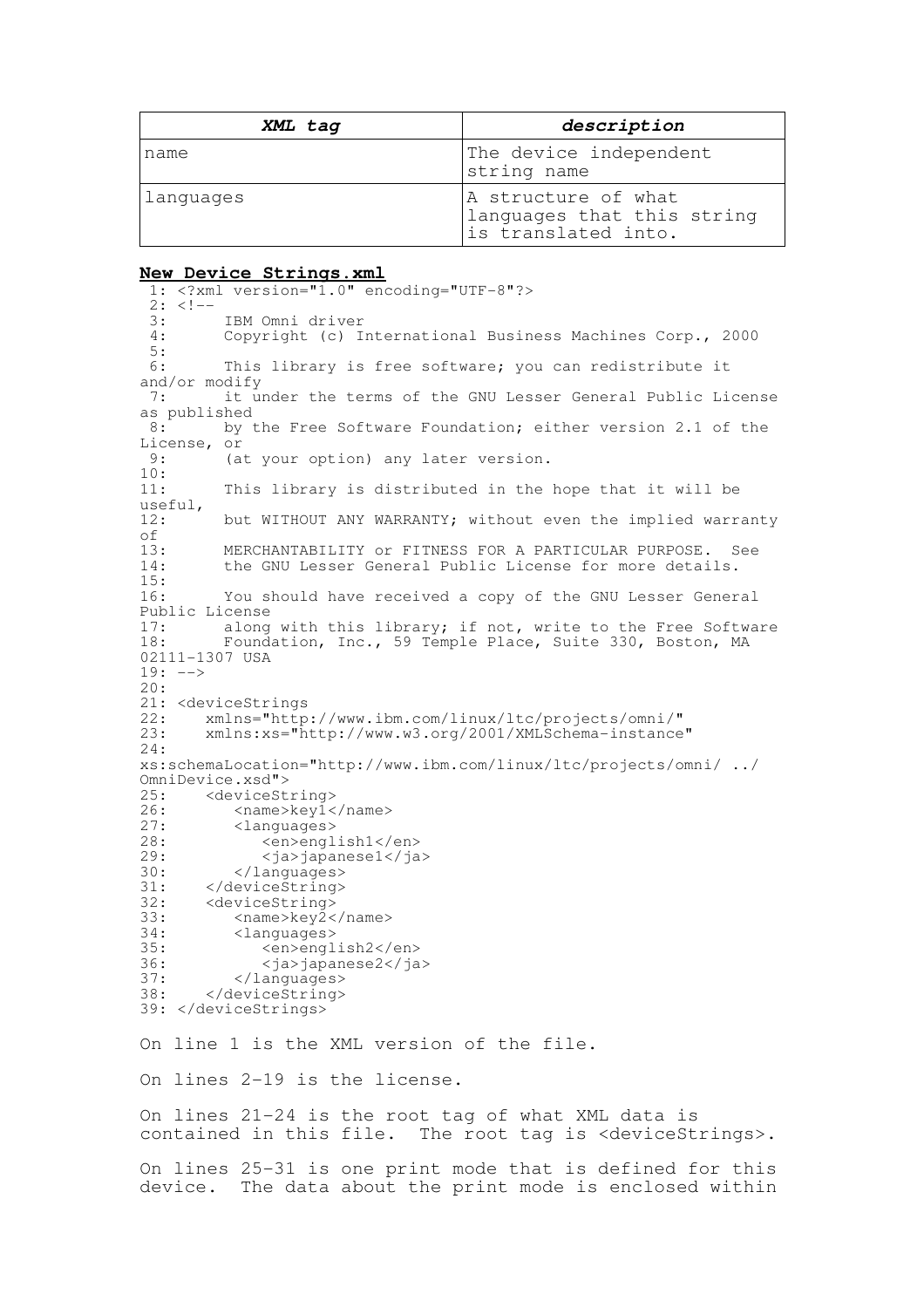| *XML tag* | *description* |
|---|---|
| name | The device independent string name |
| languages | A structure of what languages that this string is translated into. |

**New Device Strings.xml**

```
 1: <?xml version="1.0" encoding="UTF-8"?>
 2: <!--
 3:      IBM Omni driver
 4:      Copyright (c) International Business Machines Corp., 2000
 5:
 6:      This library is free software; you can redistribute it
and/or modify
 7:      it under the terms of the GNU Lesser General Public License
as published
 8:      by the Free Software Foundation; either version 2.1 of the
License, or
 9:      (at your option) any later version.
10:
11:      This library is distributed in the hope that it will be
useful,
12:      but WITHOUT ANY WARRANTY; without even the implied warranty
of
13:      MERCHANTABILITY or FITNESS FOR A PARTICULAR PURPOSE.  See
14:      the GNU Lesser General Public License for more details.
15:
16:      You should have received a copy of the GNU Lesser General
Public License
17:      along with this library; if not, write to the Free Software
18:      Foundation, Inc., 59 Temple Place, Suite 330, Boston, MA
02111-1307 USA
19: -->
20:
21: <deviceStrings
22:    xmlns="http://www.ibm.com/linux/ltc/projects/omni/"
23:    xmlns:xs="http://www.w3.org/2001/XMLSchema-instance"
24:
xs:schemaLocation="http://www.ibm.com/linux/ltc/projects/omni/ ../
OmniDevice.xsd">
25:    <deviceString>
26:       <name>key1</name>
27:       <languages>
28:          <en>english1</en>
29:          <ja>japanese1</ja>
30:       </languages>
31:    </deviceString>
32:    <deviceString>
33:       <name>key2</name>
34:       <languages>
35:          <en>english2</en>
36:          <ja>japanese2</ja>
37:       </languages>
38:    </deviceString>
39: </deviceStrings>
```

On line 1 is the XML version of the file.

On lines 2-19 is the license.

On lines 21-24 is the root tag of what XML data is contained in this file. The root tag is <deviceStrings>.

On lines 25-31 is one print mode that is defined for this device. The data about the print mode is enclosed within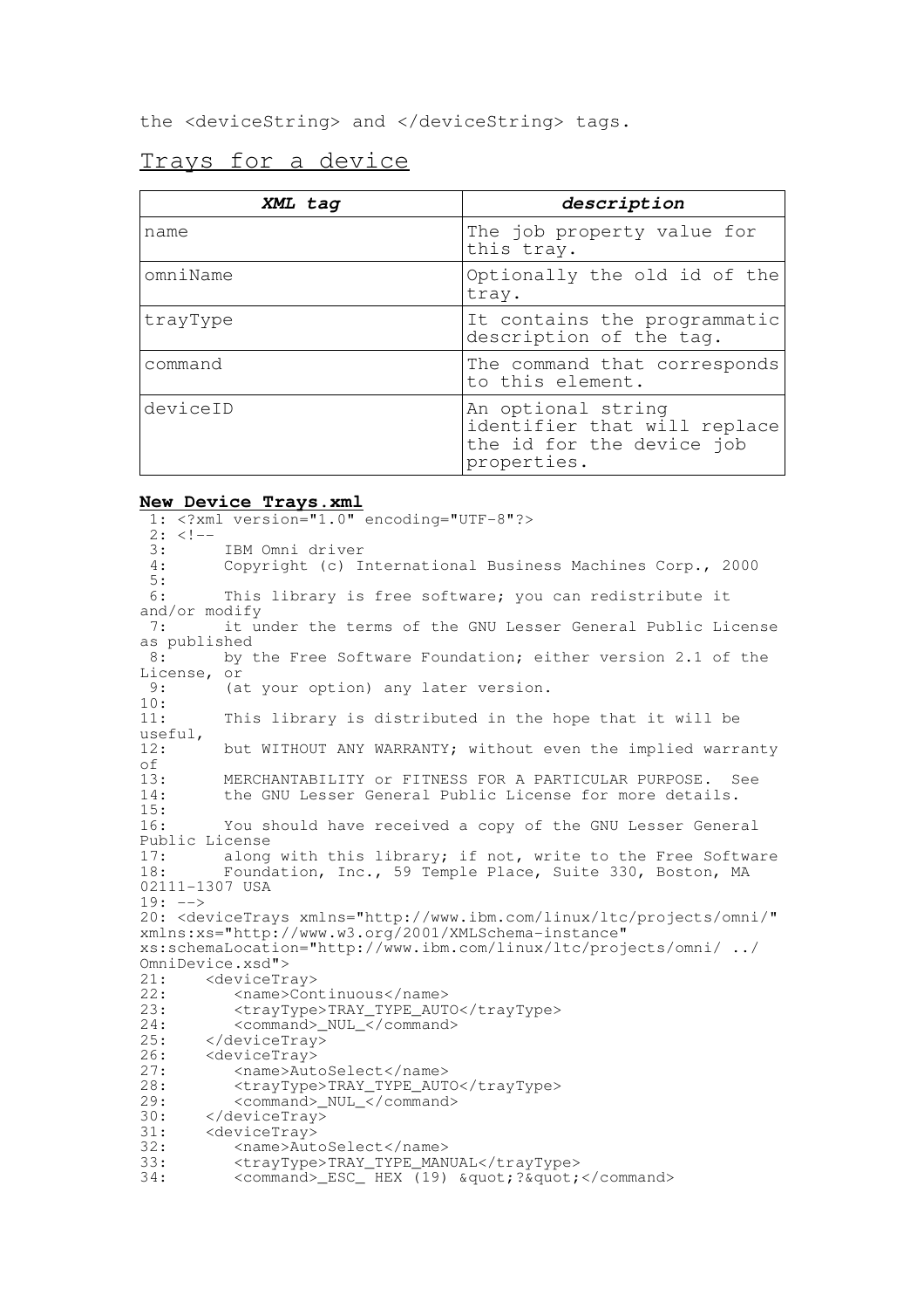the <deviceString> and </deviceString> tags.

## Trays for a device

| ***XML tag*** | ***description*** |
|---|---|
| name | The job property value for this tray. |
| omniName | Optionally the old id of the tray. |
| trayType | It contains the programmatic description of the tag. |
| command | The command that corresponds to this element. |
| deviceID | An optional string identifier that will replace the id for the device job properties. |

**New Device Trays.xml**

```
 1: <?xml version="1.0" encoding="UTF-8"?>
 2: <!--
 3:      IBM Omni driver
 4:      Copyright (c) International Business Machines Corp., 2000
 5:
 6:      This library is free software; you can redistribute it
and/or modify
 7:      it under the terms of the GNU Lesser General Public License
as published
 8:      by the Free Software Foundation; either version 2.1 of the
License, or
 9:      (at your option) any later version.
10:
11:      This library is distributed in the hope that it will be
useful,
12:      but WITHOUT ANY WARRANTY; without even the implied warranty
of
13:      MERCHANTABILITY or FITNESS FOR A PARTICULAR PURPOSE.  See
14:      the GNU Lesser General Public License for more details.
15:
16:      You should have received a copy of the GNU Lesser General
Public License
17:      along with this library; if not, write to the Free Software
18:      Foundation, Inc., 59 Temple Place, Suite 330, Boston, MA
02111-1307 USA
19: -->
20: <deviceTrays xmlns="http://www.ibm.com/linux/ltc/projects/omni/"
xmlns:xs="http://www.w3.org/2001/XMLSchema-instance"
xs:schemaLocation="http://www.ibm.com/linux/ltc/projects/omni/ ../
OmniDevice.xsd">
21:    <deviceTray>
22:       <name>Continuous</name>
23:       <trayType>TRAY_TYPE_AUTO</trayType>
24:       <command>_NUL_</command>
25:    </deviceTray>
26:    <deviceTray>
27:       <name>AutoSelect</name>
28:       <trayType>TRAY_TYPE_AUTO</trayType>
29:       <command>_NUL_</command>
30:    </deviceTray>
31:    <deviceTray>
32:       <name>AutoSelect</name>
33:       <trayType>TRAY_TYPE_MANUAL</trayType>
34:       <command>_ESC_ HEX (19) &quot;?&quot;</command>
```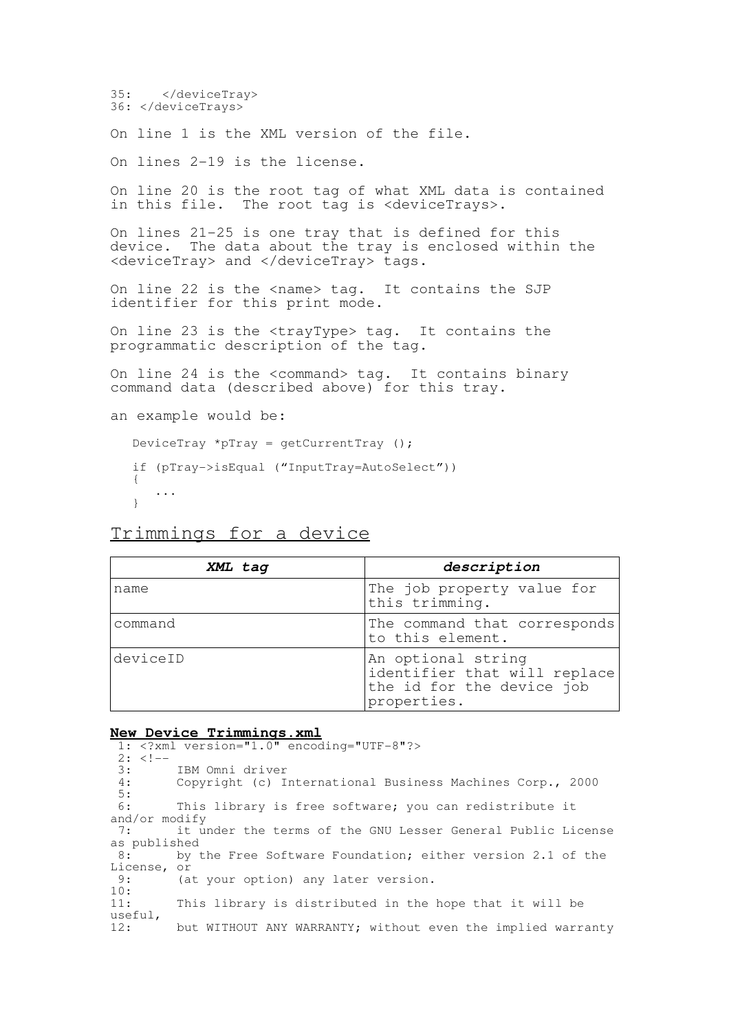```
35:    </deviceTray>
36: </deviceTrays>
```

On line 1 is the XML version of the file.

On lines 2–19 is the license.

On line 20 is the root tag of what XML data is contained in this file. The root tag is <deviceTrays>.

On lines 21–25 is one tray that is defined for this device. The data about the tray is enclosed within the <deviceTray> and </deviceTray> tags.

On line 22 is the <name> tag. It contains the SJP identifier for this print mode.

On line 23 is the <trayType> tag. It contains the programmatic description of the tag.

On line 24 is the <command> tag. It contains binary command data (described above) for this tray.

an example would be:

```
DeviceTray *pTray = getCurrentTray ();

if (pTray->isEqual ("InputTray=AutoSelect"))
{
   ...
}
```

## Trimmings for a device

| *XML tag* | *description* |
|---|---|
| name | The job property value for this trimming. |
| command | The command that corresponds to this element. |
| deviceID | An optional string identifier that will replace the id for the device job properties. |

**New Device Trimmings.xml**

```
 1: <?xml version="1.0" encoding="UTF-8"?>
 2: <!--
 3:      IBM Omni driver
 4:      Copyright (c) International Business Machines Corp., 2000
 5:
 6:      This library is free software; you can redistribute it and/or modify
 7:      it under the terms of the GNU Lesser General Public License as published
 8:      by the Free Software Foundation; either version 2.1 of the License, or
 9:      (at your option) any later version.
10:
11:      This library is distributed in the hope that it will be useful,
12:      but WITHOUT ANY WARRANTY; without even the implied warranty
```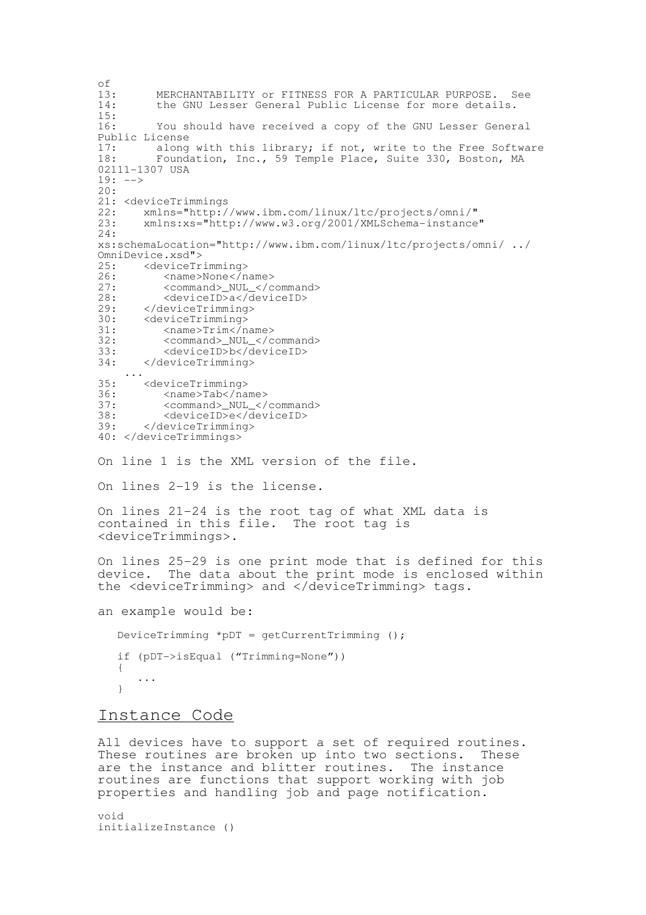```
of
13:      MERCHANTABILITY or FITNESS FOR A PARTICULAR PURPOSE.  See
14:      the GNU Lesser General Public License for more details.
15:
16:      You should have received a copy of the GNU Lesser General
Public License
17:      along with this library; if not, write to the Free Software
18:      Foundation, Inc., 59 Temple Place, Suite 330, Boston, MA
02111-1307 USA
19: -->
20:
21: <deviceTrimmings
22:    xmlns="http://www.ibm.com/linux/ltc/projects/omni/"
23:    xmlns:xs="http://www.w3.org/2001/XMLSchema-instance"
24:
xs:schemaLocation="http://www.ibm.com/linux/ltc/projects/omni/ ../
OmniDevice.xsd">
25:    <deviceTrimming>
26:       <name>None</name>
27:       <command>_NUL_</command>
28:       <deviceID>a</deviceID>
29:    </deviceTrimming>
30:    <deviceTrimming>
31:       <name>Trim</name>
32:       <command>_NUL_</command>
33:       <deviceID>b</deviceID>
34:    </deviceTrimming>
   ...
35:    <deviceTrimming>
36:       <name>Tab</name>
37:       <command>_NUL_</command>
38:       <deviceID>e</deviceID>
39:    </deviceTrimming>
40: </deviceTrimmings>
```

On line 1 is the XML version of the file.

On lines 2-19 is the license.

On lines 21-24 is the root tag of what XML data is contained in this file. The root tag is <deviceTrimmings>.

On lines 25-29 is one print mode that is defined for this device. The data about the print mode is enclosed within the <deviceTrimming> and </deviceTrimming> tags.

an example would be:

```
DeviceTrimming *pDT = getCurrentTrimming ();

if (pDT->isEqual ("Trimming=None"))
{
   ...
}
```

## Instance Code

All devices have to support a set of required routines. These routines are broken up into two sections. These are the instance and blitter routines. The instance routines are functions that support working with job properties and handling job and page notification.

```
void
initializeInstance ()
```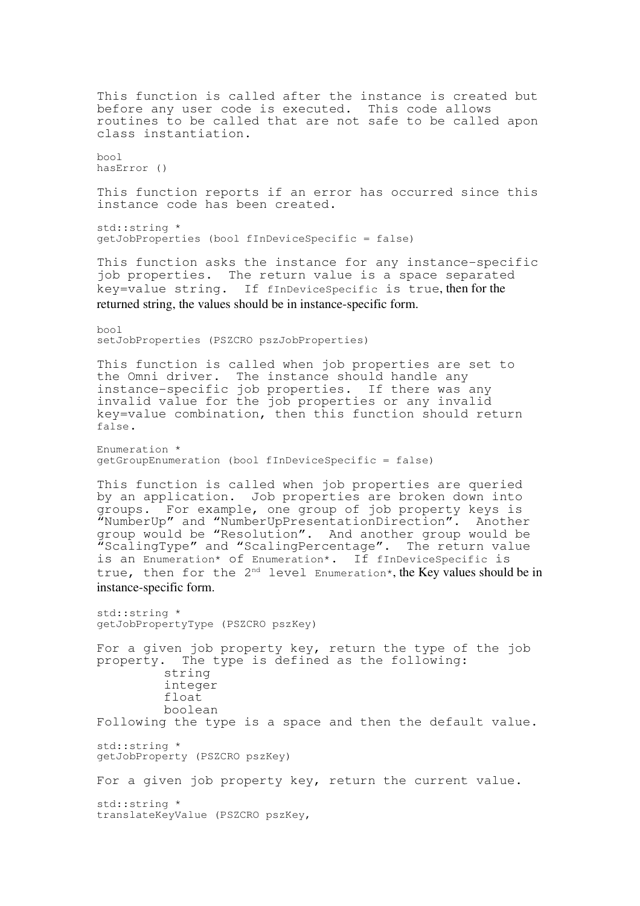This function is called after the instance is created but before any user code is executed. This code allows routines to be called that are not safe to be called apon class instantiation.

```
bool
hasError ()
```

This function reports if an error has occurred since this instance code has been created.

```
std::string *
getJobProperties (bool fInDeviceSpecific = false)
```

This function asks the instance for any instance-specific job properties. The return value is a space separated key=value string. If `fInDeviceSpecific` is `true`, then for the returned string, the values should be in instance-specific form.

```
bool
setJobProperties (PSZCRO pszJobProperties)
```

This function is called when job properties are set to the Omni driver. The instance should handle any instance-specific job properties. If there was any invalid value for the job properties or any invalid key=value combination, then this function should return `false`.

```
Enumeration *
getGroupEnumeration (bool fInDeviceSpecific = false)
```

This function is called when job properties are queried by an application. Job properties are broken down into groups. For example, one group of job property keys is "NumberUp" and "NumberUpPresentationDirection". Another group would be "Resolution". And another group would be "ScalingType" and "ScalingPercentage". The return value is an `Enumeration*` of `Enumeration*`. If `fInDeviceSpecific` is true, then for the 2nd level `Enumeration*`, the Key values should be in instance-specific form.

```
std::string *
getJobPropertyType (PSZCRO pszKey)
```

For a given job property key, return the type of the job property. The type is defined as the following:

```
string
integer
float
boolean
```

Following the type is a space and then the default value.

```
std::string *
getJobProperty (PSZCRO pszKey)
```

For a given job property key, return the current value.

```
std::string *
translateKeyValue (PSZCRO pszKey,
```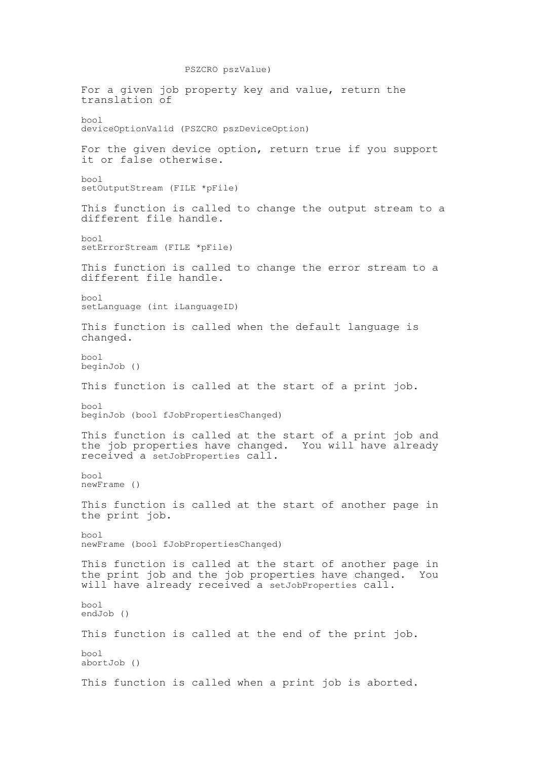```
                 PSZCRO pszValue)
```

For a given job property key and value, return the translation of

```
bool
deviceOptionValid (PSZCRO pszDeviceOption)
```

For the given device option, return true if you support it or false otherwise.

```
bool
setOutputStream (FILE *pFile)
```

This function is called to change the output stream to a different file handle.

```
bool
setErrorStream (FILE *pFile)
```

This function is called to change the error stream to a different file handle.

```
bool
setLanguage (int iLanguageID)
```

This function is called when the default language is changed.

```
bool
beginJob ()
```

This function is called at the start of a print job.

```
bool
beginJob (bool fJobPropertiesChanged)
```

This function is called at the start of a print job and the job properties have changed. You will have already received a `setJobProperties` call.

```
bool
newFrame ()
```

This function is called at the start of another page in the print job.

```
bool
newFrame (bool fJobPropertiesChanged)
```

This function is called at the start of another page in the print job and the job properties have changed. You will have already received a `setJobProperties` call.

```
bool
endJob ()
```

This function is called at the end of the print job.

```
bool
abortJob ()
```

This function is called when a print job is aborted.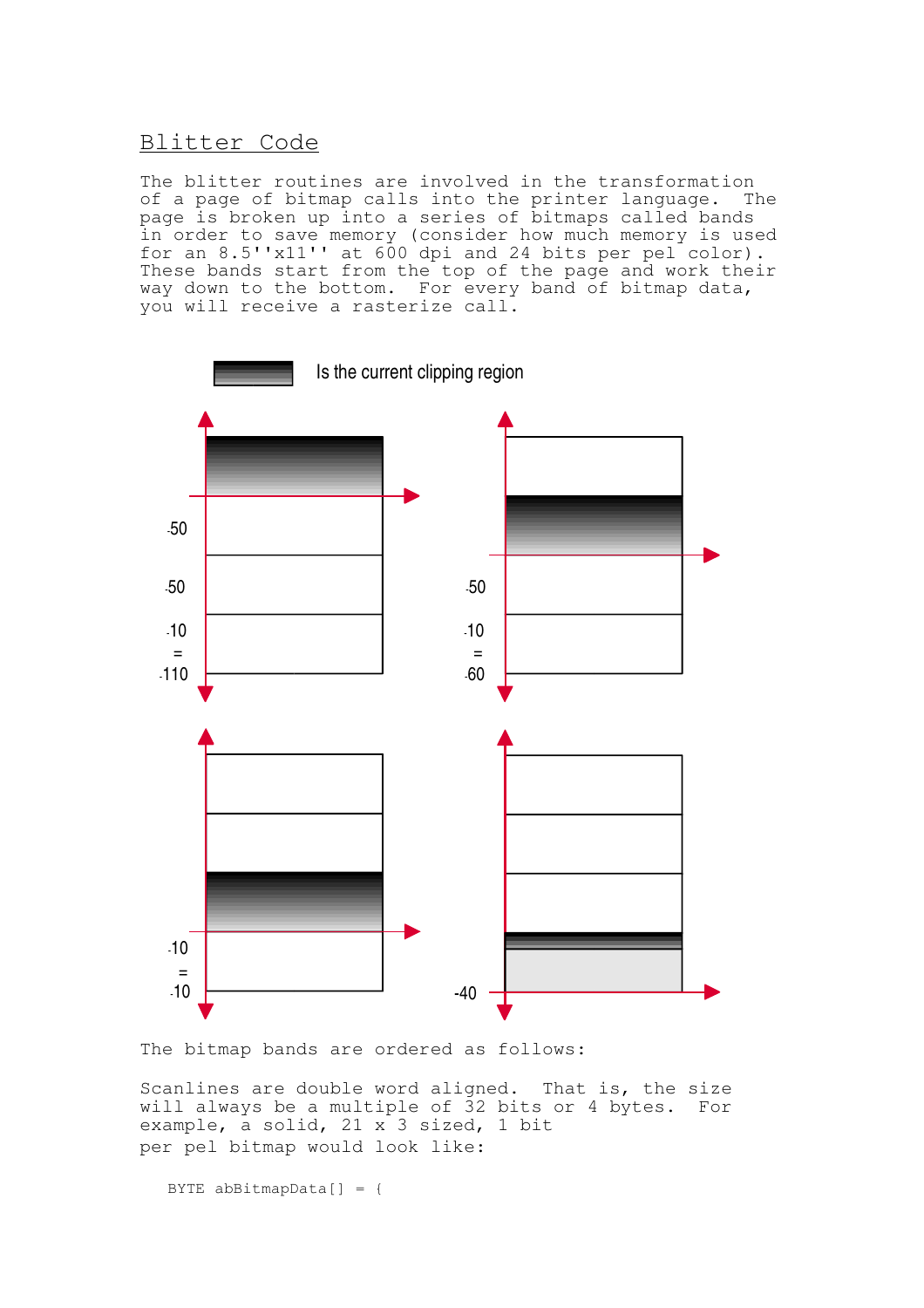## Blitter Code

The blitter routines are involved in the transformation of a page of bitmap calls into the printer language. The page is broken up into a series of bitmaps called bands in order to save memory (consider how much memory is used for an 8.5''x11'' at 600 dpi and 24 bits per pel color). These bands start from the top of the page and work their way down to the bottom. For every band of bitmap data, you will receive a rasterize call.

Is the current clipping region

-50
-50
-10
=
-110

-50
-10
=
-60

-10
=
-10

-40

The bitmap bands are ordered as follows:

Scanlines are double word aligned. That is, the size will always be a multiple of 32 bits or 4 bytes. For example, a solid, 21 x 3 sized, 1 bit per pel bitmap would look like:

```
BYTE abBitmapData[] = {
```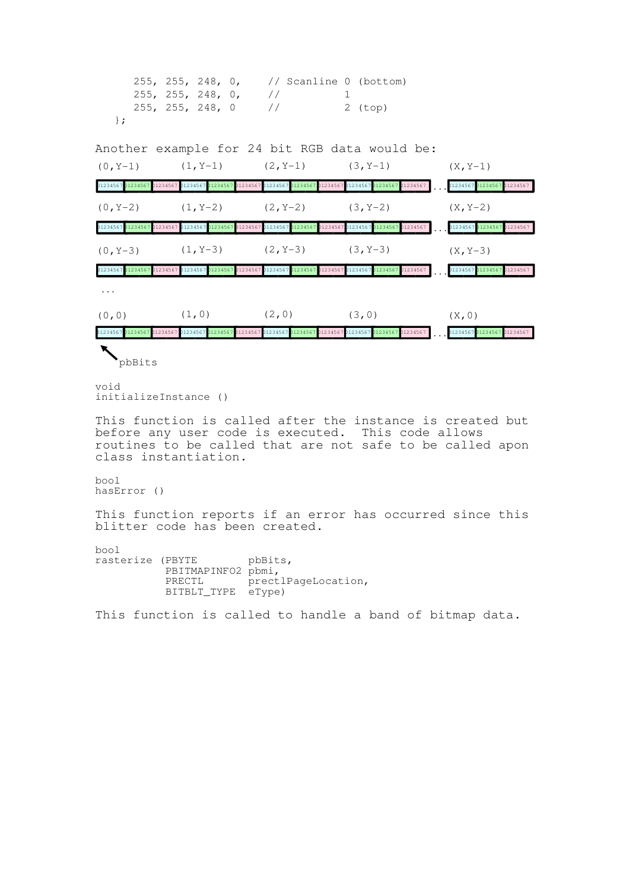```
    255, 255, 248, 0,    // Scanline 0 (bottom)
    255, 255, 248, 0,    //          1
    255, 255, 248, 0     //          2 (top)
};
```

Another example for 24 bit RGB data would be:

(0,Y-1) (1,Y-1) (2,Y-1) (3,Y-1) (X,Y-1)

(0,Y-2) (1,Y-2) (2,Y-2) (3,Y-2) (X,Y-2)

(0,Y-3) (1,Y-3) (2,Y-3) (3,Y-3) (X,Y-3)

...

(0,0) (1,0) (2,0) (3,0) (X,0)

pbBits

```
void
initializeInstance ()
```

This function is called after the instance is created but before any user code is executed. This code allows routines to be called that are not safe to be called apon class instantiation.

```
bool
hasError ()
```

This function reports if an error has occurred since this blitter code has been created.

```
bool
rasterize (PBYTE        pbBits,
           PBITMAPINFO2 pbmi,
           PRECTL       prectlPageLocation,
           BITBLT_TYPE  eType)
```

This function is called to handle a band of bitmap data.